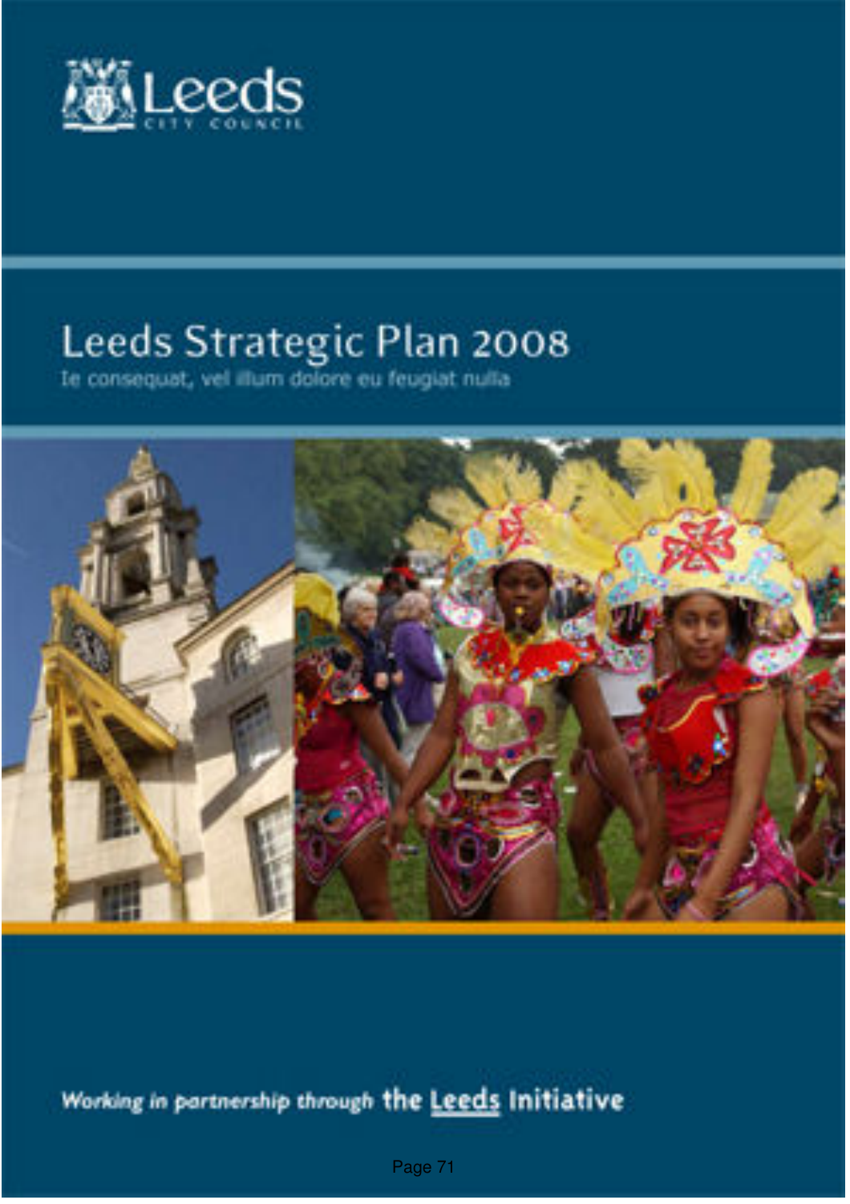Leeds
CITY COUNCIL

# Leeds Strategic Plan 2008

Ie consequat, vel illum dolore eu feugiat nulla

*Working in partnership through* **the Leeds Initiative**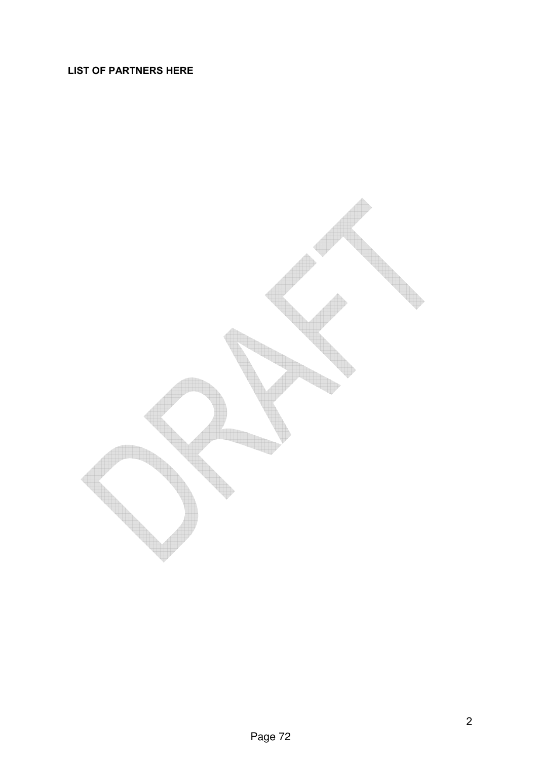**LIST OF PARTNERS HERE**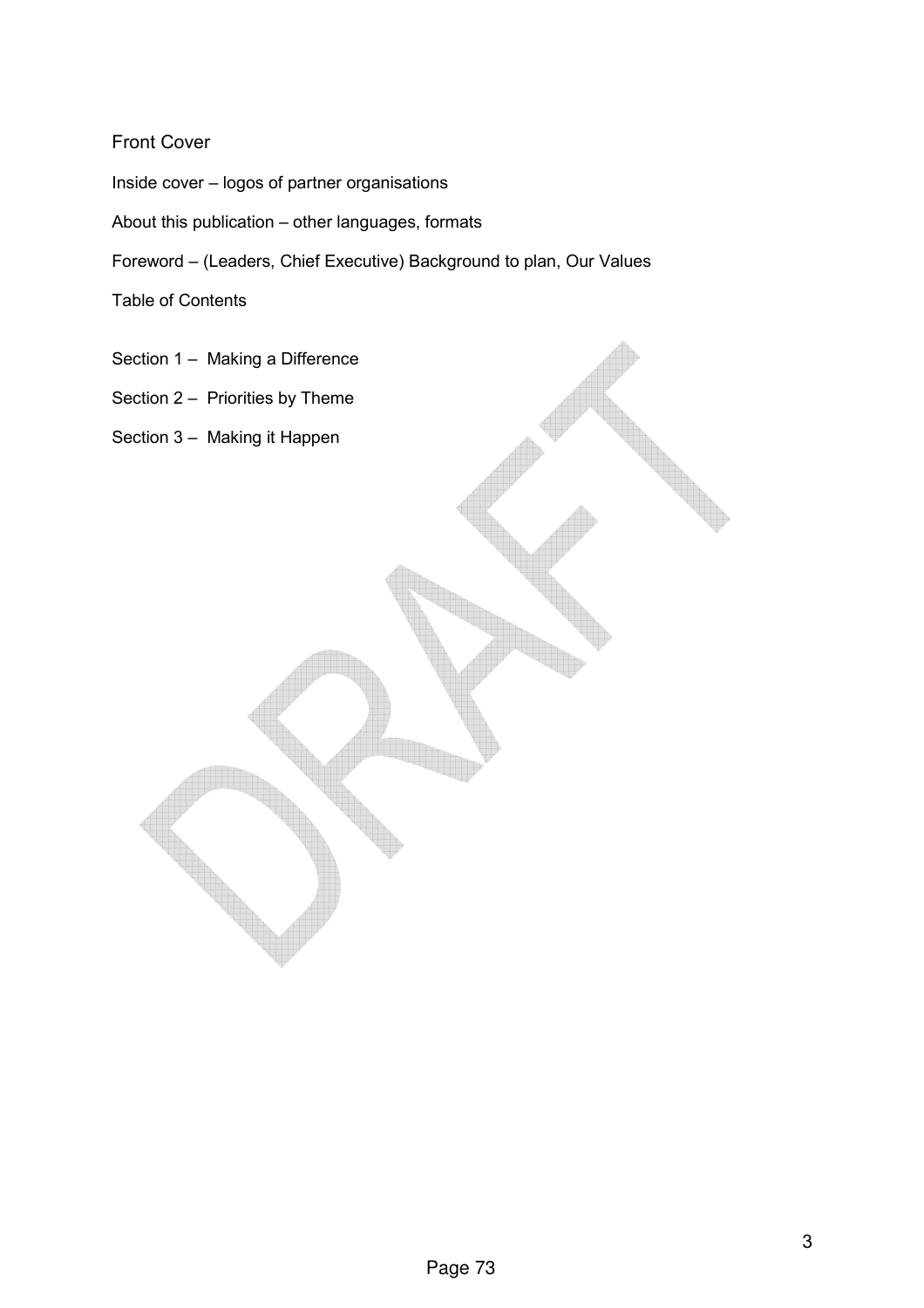Front Cover

Inside cover – logos of partner organisations

About this publication – other languages, formats

Foreword – (Leaders, Chief Executive) Background to plan, Our Values

Table of Contents

Section 1 – Making a Difference

Section 2 – Priorities by Theme

Section 3 – Making it Happen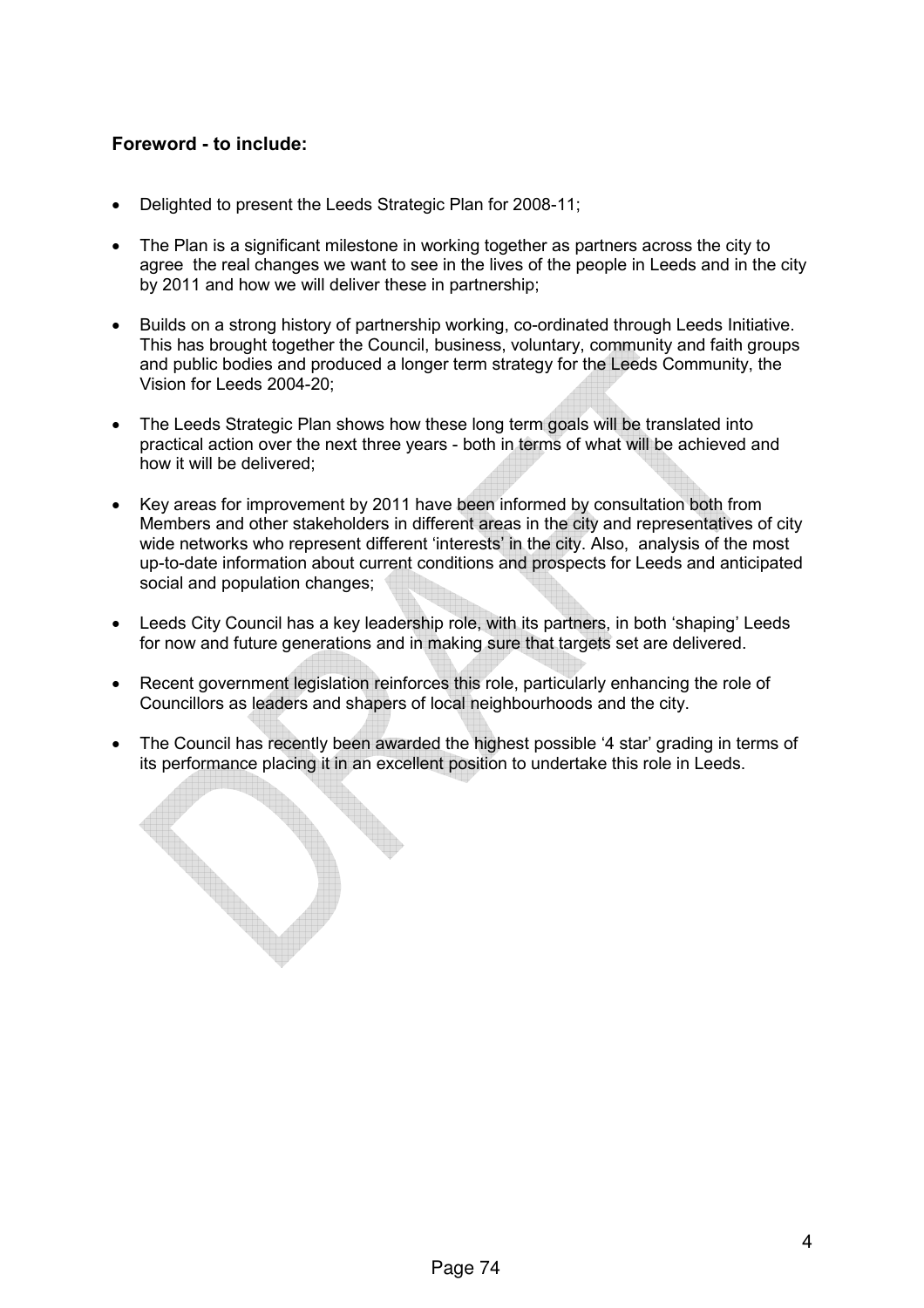### Foreword - to include:

- Delighted to present the Leeds Strategic Plan for 2008-11;
- The Plan is a significant milestone in working together as partners across the city to agree the real changes we want to see in the lives of the people in Leeds and in the city by 2011 and how we will deliver these in partnership;
- Builds on a strong history of partnership working, co-ordinated through Leeds Initiative. This has brought together the Council, business, voluntary, community and faith groups and public bodies and produced a longer term strategy for the Leeds Community, the Vision for Leeds 2004-20;
- The Leeds Strategic Plan shows how these long term goals will be translated into practical action over the next three years - both in terms of what will be achieved and how it will be delivered;
- Key areas for improvement by 2011 have been informed by consultation both from Members and other stakeholders in different areas in the city and representatives of city wide networks who represent different 'interests' in the city. Also, analysis of the most up-to-date information about current conditions and prospects for Leeds and anticipated social and population changes;
- Leeds City Council has a key leadership role, with its partners, in both 'shaping' Leeds for now and future generations and in making sure that targets set are delivered.
- Recent government legislation reinforces this role, particularly enhancing the role of Councillors as leaders and shapers of local neighbourhoods and the city.
- The Council has recently been awarded the highest possible '4 star' grading in terms of its performance placing it in an excellent position to undertake this role in Leeds.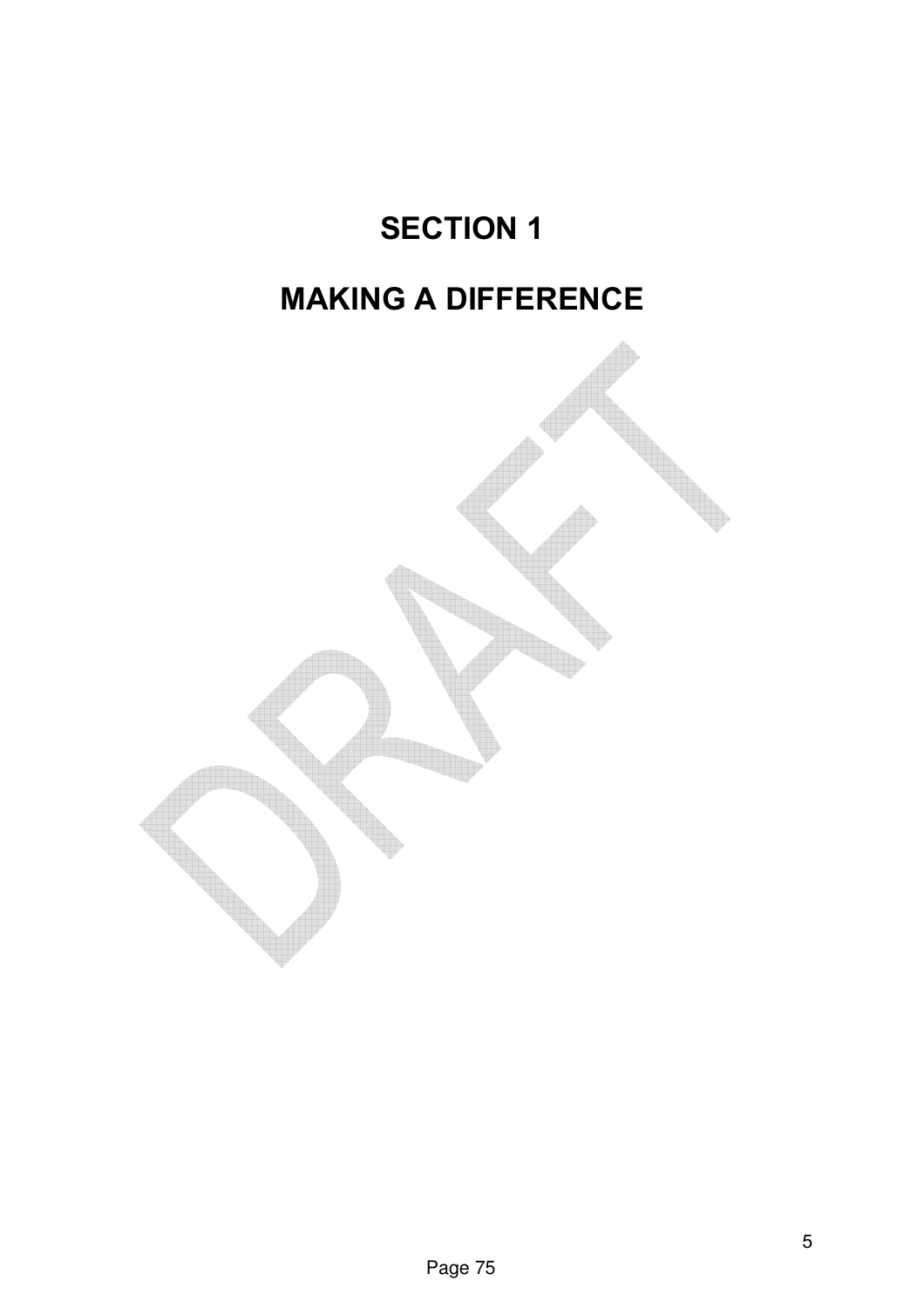# SECTION 1

# MAKING A DIFFERENCE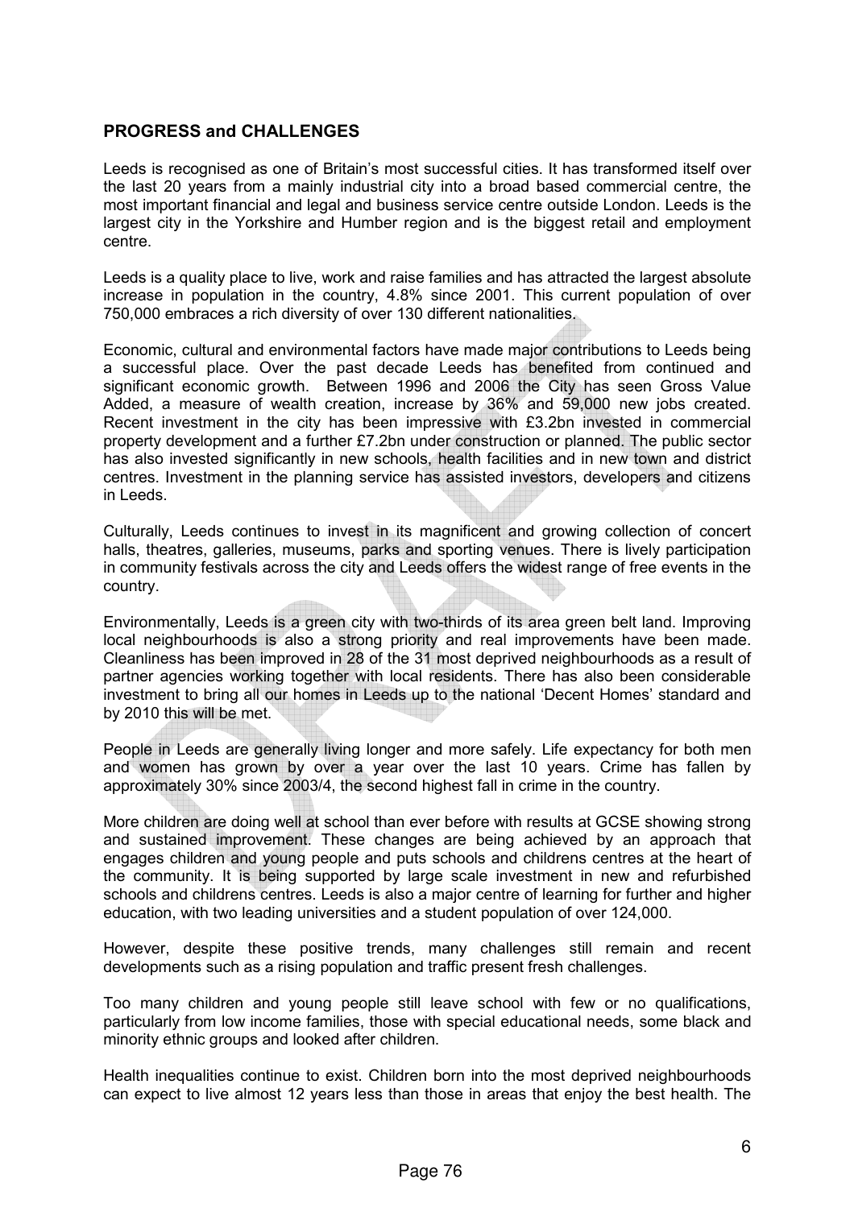## PROGRESS and CHALLENGES

Leeds is recognised as one of Britain's most successful cities. It has transformed itself over the last 20 years from a mainly industrial city into a broad based commercial centre, the most important financial and legal and business service centre outside London. Leeds is the largest city in the Yorkshire and Humber region and is the biggest retail and employment centre.

Leeds is a quality place to live, work and raise families and has attracted the largest absolute increase in population in the country, 4.8% since 2001. This current population of over 750,000 embraces a rich diversity of over 130 different nationalities.

Economic, cultural and environmental factors have made major contributions to Leeds being a successful place. Over the past decade Leeds has benefited from continued and significant economic growth. Between 1996 and 2006 the City has seen Gross Value Added, a measure of wealth creation, increase by 36% and 59,000 new jobs created. Recent investment in the city has been impressive with £3.2bn invested in commercial property development and a further £7.2bn under construction or planned. The public sector has also invested significantly in new schools, health facilities and in new town and district centres. Investment in the planning service has assisted investors, developers and citizens in Leeds.

Culturally, Leeds continues to invest in its magnificent and growing collection of concert halls, theatres, galleries, museums, parks and sporting venues. There is lively participation in community festivals across the city and Leeds offers the widest range of free events in the country.

Environmentally, Leeds is a green city with two-thirds of its area green belt land. Improving local neighbourhoods is also a strong priority and real improvements have been made. Cleanliness has been improved in 28 of the 31 most deprived neighbourhoods as a result of partner agencies working together with local residents. There has also been considerable investment to bring all our homes in Leeds up to the national 'Decent Homes' standard and by 2010 this will be met.

People in Leeds are generally living longer and more safely. Life expectancy for both men and women has grown by over a year over the last 10 years. Crime has fallen by approximately 30% since 2003/4, the second highest fall in crime in the country.

More children are doing well at school than ever before with results at GCSE showing strong and sustained improvement. These changes are being achieved by an approach that engages children and young people and puts schools and childrens centres at the heart of the community. It is being supported by large scale investment in new and refurbished schools and childrens centres. Leeds is also a major centre of learning for further and higher education, with two leading universities and a student population of over 124,000.

However, despite these positive trends, many challenges still remain and recent developments such as a rising population and traffic present fresh challenges.

Too many children and young people still leave school with few or no qualifications, particularly from low income families, those with special educational needs, some black and minority ethnic groups and looked after children.

Health inequalities continue to exist. Children born into the most deprived neighbourhoods can expect to live almost 12 years less than those in areas that enjoy the best health. The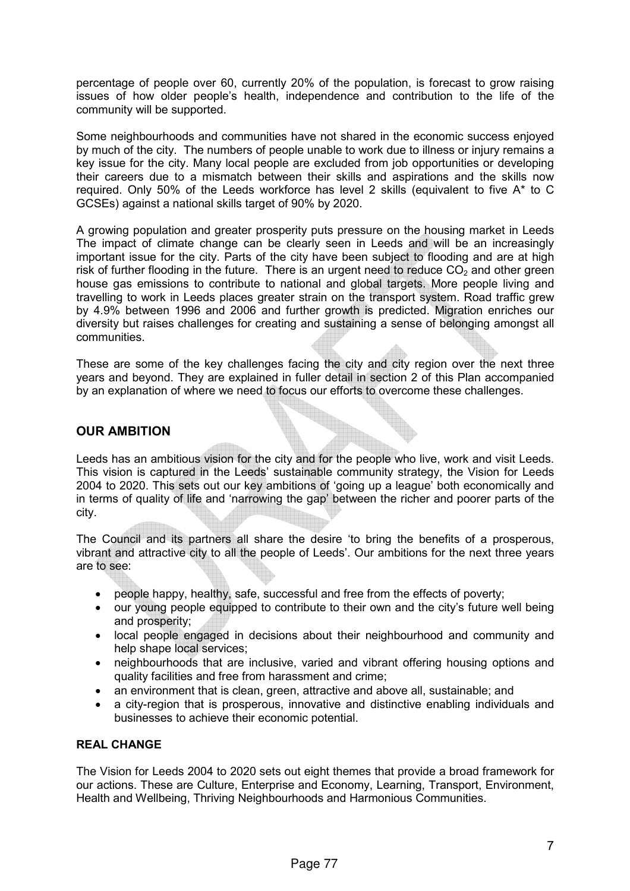percentage of people over 60, currently 20% of the population, is forecast to grow raising issues of how older people's health, independence and contribution to the life of the community will be supported.

Some neighbourhoods and communities have not shared in the economic success enjoyed by much of the city. The numbers of people unable to work due to illness or injury remains a key issue for the city. Many local people are excluded from job opportunities or developing their careers due to a mismatch between their skills and aspirations and the skills now required. Only 50% of the Leeds workforce has level 2 skills (equivalent to five A* to C GCSEs) against a national skills target of 90% by 2020.

A growing population and greater prosperity puts pressure on the housing market in Leeds The impact of climate change can be clearly seen in Leeds and will be an increasingly important issue for the city. Parts of the city have been subject to flooding and are at high risk of further flooding in the future. There is an urgent need to reduce $CO_2$ and other green house gas emissions to contribute to national and global targets. More people living and travelling to work in Leeds places greater strain on the transport system. Road traffic grew by 4.9% between 1996 and 2006 and further growth is predicted. Migration enriches our diversity but raises challenges for creating and sustaining a sense of belonging amongst all communities.

These are some of the key challenges facing the city and city region over the next three years and beyond. They are explained in fuller detail in section 2 of this Plan accompanied by an explanation of where we need to focus our efforts to overcome these challenges.

## OUR AMBITION

Leeds has an ambitious vision for the city and for the people who live, work and visit Leeds. This vision is captured in the Leeds' sustainable community strategy, the Vision for Leeds 2004 to 2020. This sets out our key ambitions of 'going up a league' both economically and in terms of quality of life and 'narrowing the gap' between the richer and poorer parts of the city.

The Council and its partners all share the desire 'to bring the benefits of a prosperous, vibrant and attractive city to all the people of Leeds'. Our ambitions for the next three years are to see:

- people happy, healthy, safe, successful and free from the effects of poverty;
- our young people equipped to contribute to their own and the city's future well being and prosperity;
- local people engaged in decisions about their neighbourhood and community and help shape local services;
- neighbourhoods that are inclusive, varied and vibrant offering housing options and quality facilities and free from harassment and crime;
- an environment that is clean, green, attractive and above all, sustainable; and
- a city-region that is prosperous, innovative and distinctive enabling individuals and businesses to achieve their economic potential.

### REAL CHANGE

The Vision for Leeds 2004 to 2020 sets out eight themes that provide a broad framework for our actions. These are Culture, Enterprise and Economy, Learning, Transport, Environment, Health and Wellbeing, Thriving Neighbourhoods and Harmonious Communities.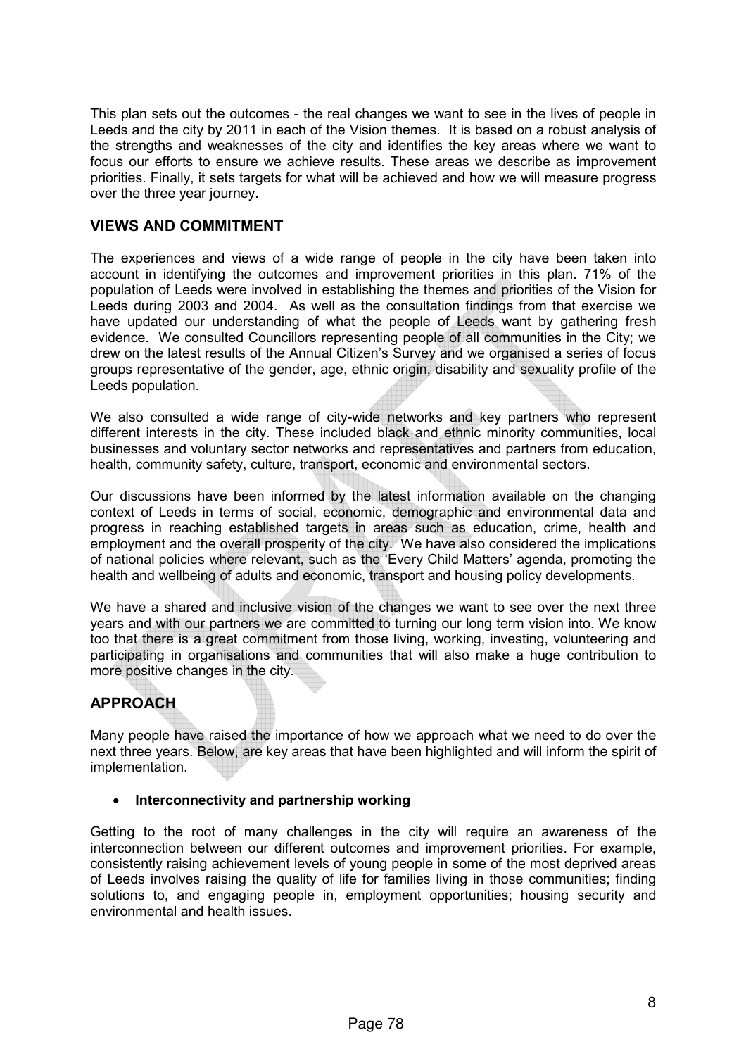This plan sets out the outcomes - the real changes we want to see in the lives of people in Leeds and the city by 2011 in each of the Vision themes. It is based on a robust analysis of the strengths and weaknesses of the city and identifies the key areas where we want to focus our efforts to ensure we achieve results. These areas we describe as improvement priorities. Finally, it sets targets for what will be achieved and how we will measure progress over the three year journey.

## VIEWS AND COMMITMENT

The experiences and views of a wide range of people in the city have been taken into account in identifying the outcomes and improvement priorities in this plan. 71% of the population of Leeds were involved in establishing the themes and priorities of the Vision for Leeds during 2003 and 2004. As well as the consultation findings from that exercise we have updated our understanding of what the people of Leeds want by gathering fresh evidence. We consulted Councillors representing people of all communities in the City; we drew on the latest results of the Annual Citizen's Survey and we organised a series of focus groups representative of the gender, age, ethnic origin, disability and sexuality profile of the Leeds population.

We also consulted a wide range of city-wide networks and key partners who represent different interests in the city. These included black and ethnic minority communities, local businesses and voluntary sector networks and representatives and partners from education, health, community safety, culture, transport, economic and environmental sectors.

Our discussions have been informed by the latest information available on the changing context of Leeds in terms of social, economic, demographic and environmental data and progress in reaching established targets in areas such as education, crime, health and employment and the overall prosperity of the city. We have also considered the implications of national policies where relevant, such as the 'Every Child Matters' agenda, promoting the health and wellbeing of adults and economic, transport and housing policy developments.

We have a shared and inclusive vision of the changes we want to see over the next three years and with our partners we are committed to turning our long term vision into. We know too that there is a great commitment from those living, working, investing, volunteering and participating in organisations and communities that will also make a huge contribution to more positive changes in the city.

## APPROACH

Many people have raised the importance of how we approach what we need to do over the next three years. Below, are key areas that have been highlighted and will inform the spirit of implementation.

- **Interconnectivity and partnership working**

Getting to the root of many challenges in the city will require an awareness of the interconnection between our different outcomes and improvement priorities. For example, consistently raising achievement levels of young people in some of the most deprived areas of Leeds involves raising the quality of life for families living in those communities; finding solutions to, and engaging people in, employment opportunities; housing security and environmental and health issues.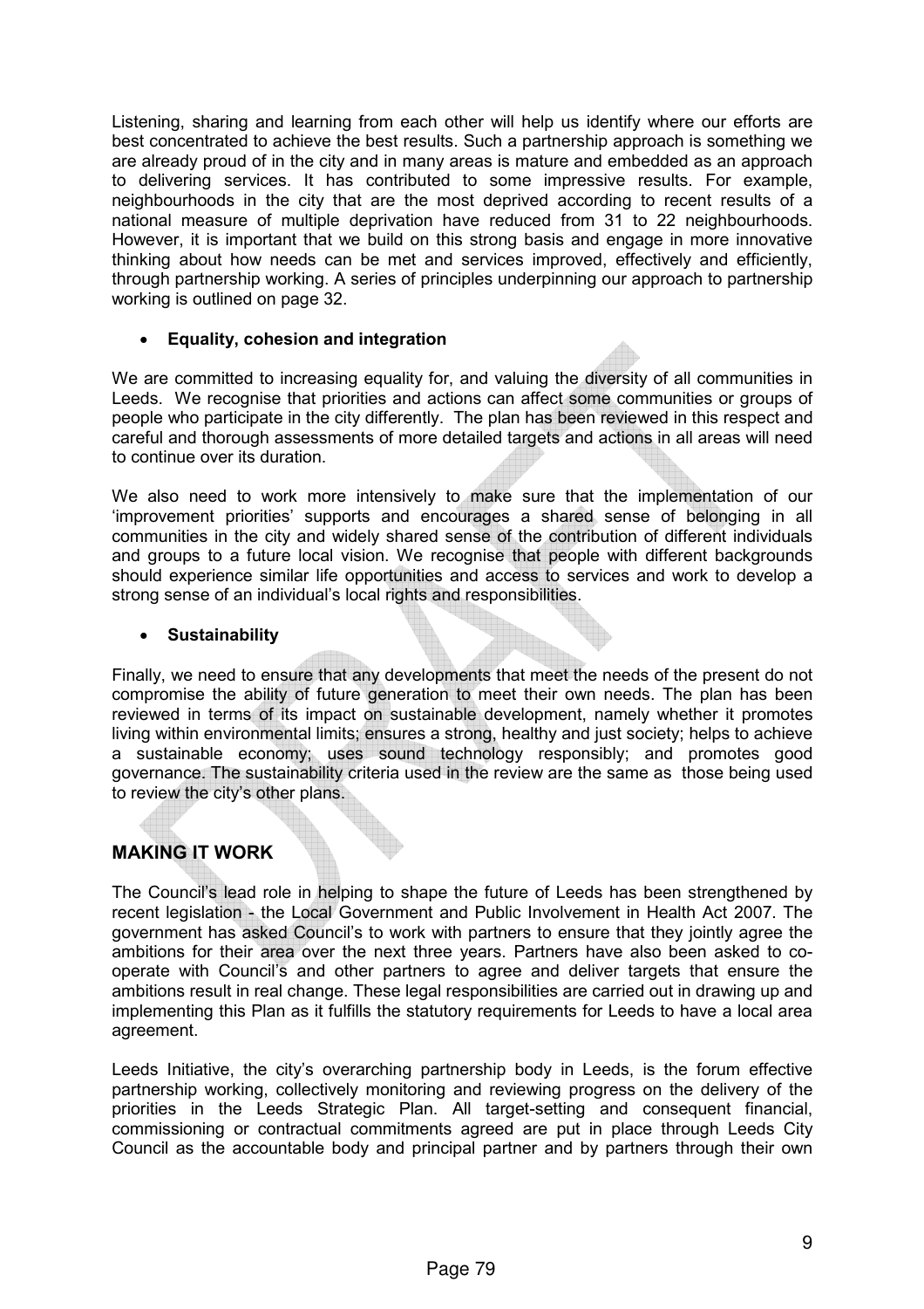Listening, sharing and learning from each other will help us identify where our efforts are best concentrated to achieve the best results. Such a partnership approach is something we are already proud of in the city and in many areas is mature and embedded as an approach to delivering services. It has contributed to some impressive results. For example, neighbourhoods in the city that are the most deprived according to recent results of a national measure of multiple deprivation have reduced from 31 to 22 neighbourhoods. However, it is important that we build on this strong basis and engage in more innovative thinking about how needs can be met and services improved, effectively and efficiently, through partnership working. A series of principles underpinning our approach to partnership working is outlined on page 32.

- **Equality, cohesion and integration**

We are committed to increasing equality for, and valuing the diversity of all communities in Leeds. We recognise that priorities and actions can affect some communities or groups of people who participate in the city differently. The plan has been reviewed in this respect and careful and thorough assessments of more detailed targets and actions in all areas will need to continue over its duration.

We also need to work more intensively to make sure that the implementation of our 'improvement priorities' supports and encourages a shared sense of belonging in all communities in the city and widely shared sense of the contribution of different individuals and groups to a future local vision. We recognise that people with different backgrounds should experience similar life opportunities and access to services and work to develop a strong sense of an individual's local rights and responsibilities.

- **Sustainability**

Finally, we need to ensure that any developments that meet the needs of the present do not compromise the ability of future generation to meet their own needs. The plan has been reviewed in terms of its impact on sustainable development, namely whether it promotes living within environmental limits; ensures a strong, healthy and just society; helps to achieve a sustainable economy; uses sound technology responsibly; and promotes good governance. The sustainability criteria used in the review are the same as those being used to review the city's other plans.

## MAKING IT WORK

The Council's lead role in helping to shape the future of Leeds has been strengthened by recent legislation - the Local Government and Public Involvement in Health Act 2007. The government has asked Council's to work with partners to ensure that they jointly agree the ambitions for their area over the next three years. Partners have also been asked to co-operate with Council's and other partners to agree and deliver targets that ensure the ambitions result in real change. These legal responsibilities are carried out in drawing up and implementing this Plan as it fulfills the statutory requirements for Leeds to have a local area agreement.

Leeds Initiative, the city's overarching partnership body in Leeds, is the forum effective partnership working, collectively monitoring and reviewing progress on the delivery of the priorities in the Leeds Strategic Plan. All target-setting and consequent financial, commissioning or contractual commitments agreed are put in place through Leeds City Council as the accountable body and principal partner and by partners through their own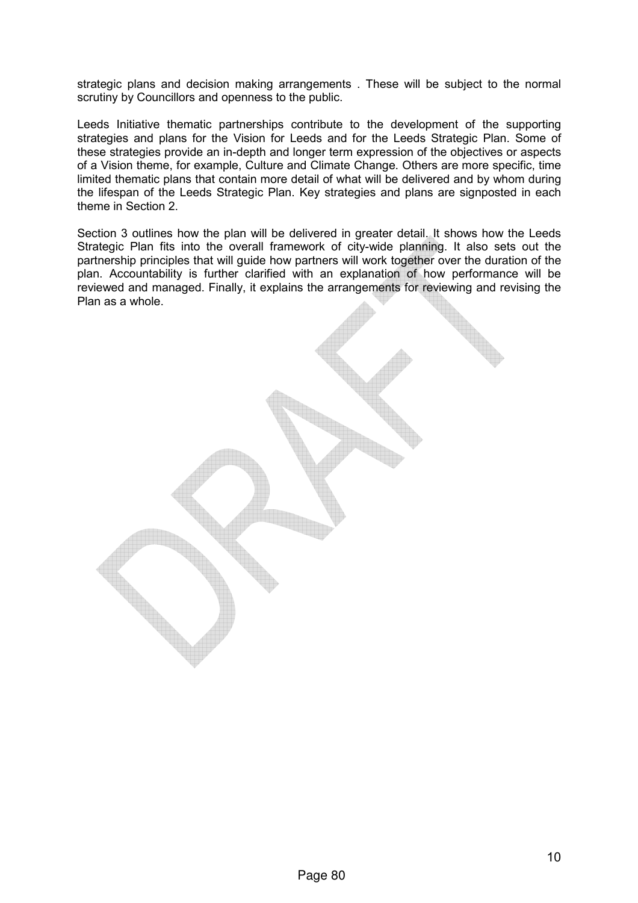strategic plans and decision making arrangements . These will be subject to the normal scrutiny by Councillors and openness to the public.

Leeds Initiative thematic partnerships contribute to the development of the supporting strategies and plans for the Vision for Leeds and for the Leeds Strategic Plan. Some of these strategies provide an in-depth and longer term expression of the objectives or aspects of a Vision theme, for example, Culture and Climate Change. Others are more specific, time limited thematic plans that contain more detail of what will be delivered and by whom during the lifespan of the Leeds Strategic Plan. Key strategies and plans are signposted in each theme in Section 2.

Section 3 outlines how the plan will be delivered in greater detail. It shows how the Leeds Strategic Plan fits into the overall framework of city-wide planning. It also sets out the partnership principles that will guide how partners will work together over the duration of the plan. Accountability is further clarified with an explanation of how performance will be reviewed and managed. Finally, it explains the arrangements for reviewing and revising the Plan as a whole.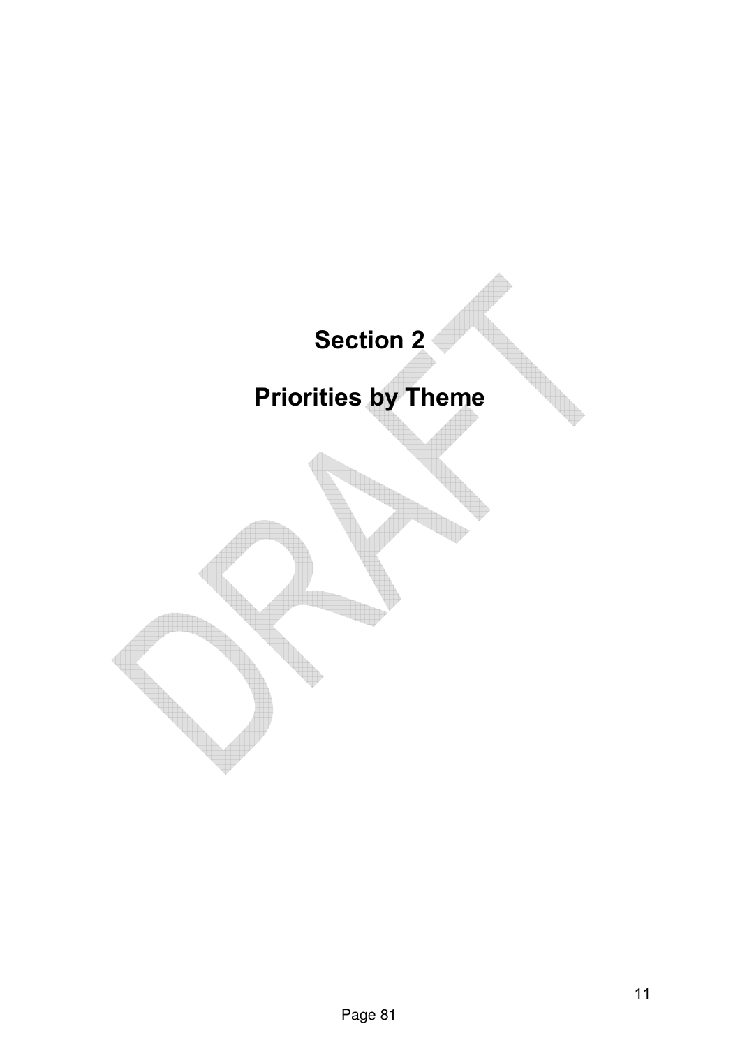# Section 2

# Priorities by Theme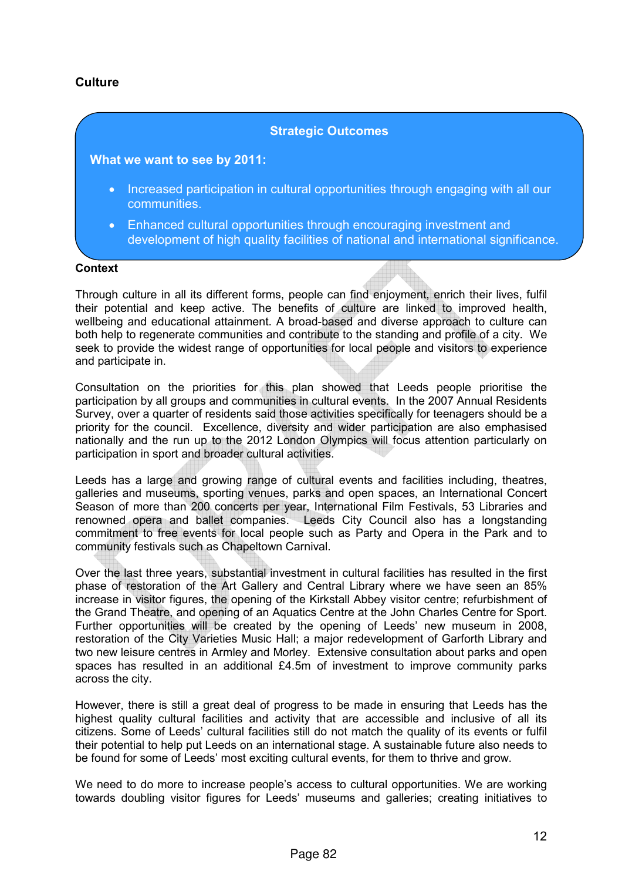## Culture

**Strategic Outcomes**

**What we want to see by 2011:**

- Increased participation in cultural opportunities through engaging with all our communities.
- Enhanced cultural opportunities through encouraging investment and development of high quality facilities of national and international significance.

**Context**

Through culture in all its different forms, people can find enjoyment, enrich their lives, fulfil their potential and keep active. The benefits of culture are linked to improved health, wellbeing and educational attainment. A broad-based and diverse approach to culture can both help to regenerate communities and contribute to the standing and profile of a city. We seek to provide the widest range of opportunities for local people and visitors to experience and participate in.

Consultation on the priorities for this plan showed that Leeds people prioritise the participation by all groups and communities in cultural events. In the 2007 Annual Residents Survey, over a quarter of residents said those activities specifically for teenagers should be a priority for the council. Excellence, diversity and wider participation are also emphasised nationally and the run up to the 2012 London Olympics will focus attention particularly on participation in sport and broader cultural activities.

Leeds has a large and growing range of cultural events and facilities including, theatres, galleries and museums, sporting venues, parks and open spaces, an International Concert Season of more than 200 concerts per year, International Film Festivals, 53 Libraries and renowned opera and ballet companies. Leeds City Council also has a longstanding commitment to free events for local people such as Party and Opera in the Park and to community festivals such as Chapeltown Carnival.

Over the last three years, substantial investment in cultural facilities has resulted in the first phase of restoration of the Art Gallery and Central Library where we have seen an 85% increase in visitor figures, the opening of the Kirkstall Abbey visitor centre; refurbishment of the Grand Theatre, and opening of an Aquatics Centre at the John Charles Centre for Sport. Further opportunities will be created by the opening of Leeds' new museum in 2008, restoration of the City Varieties Music Hall; a major redevelopment of Garforth Library and two new leisure centres in Armley and Morley. Extensive consultation about parks and open spaces has resulted in an additional £4.5m of investment to improve community parks across the city.

However, there is still a great deal of progress to be made in ensuring that Leeds has the highest quality cultural facilities and activity that are accessible and inclusive of all its citizens. Some of Leeds' cultural facilities still do not match the quality of its events or fulfil their potential to help put Leeds on an international stage. A sustainable future also needs to be found for some of Leeds' most exciting cultural events, for them to thrive and grow.

We need to do more to increase people's access to cultural opportunities. We are working towards doubling visitor figures for Leeds' museums and galleries; creating initiatives to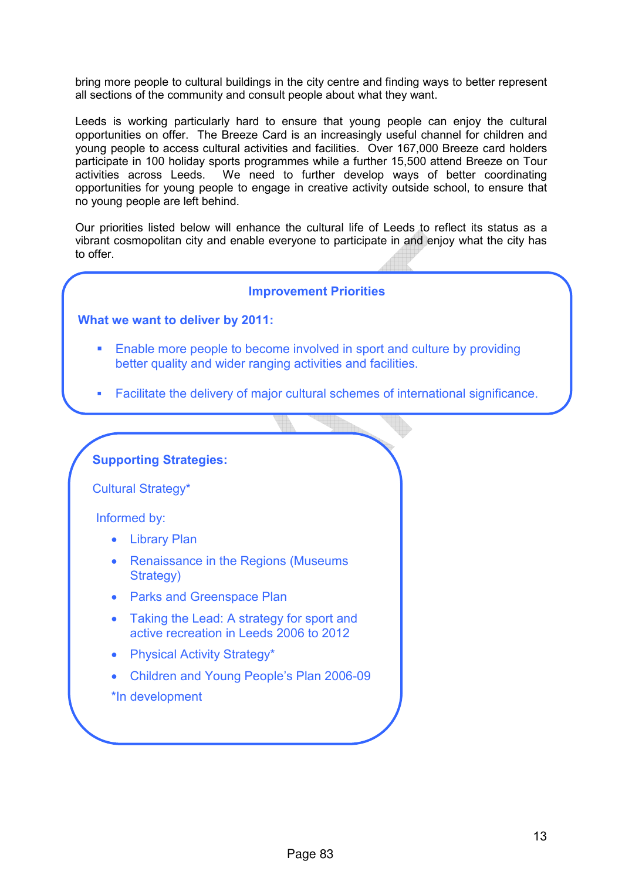bring more people to cultural buildings in the city centre and finding ways to better represent all sections of the community and consult people about what they want.

Leeds is working particularly hard to ensure that young people can enjoy the cultural opportunities on offer. The Breeze Card is an increasingly useful channel for children and young people to access cultural activities and facilities. Over 167,000 Breeze card holders participate in 100 holiday sports programmes while a further 15,500 attend Breeze on Tour activities across Leeds. We need to further develop ways of better coordinating opportunities for young people to engage in creative activity outside school, to ensure that no young people are left behind.

Our priorities listed below will enhance the cultural life of Leeds to reflect its status as a vibrant cosmopolitan city and enable everyone to participate in and enjoy what the city has to offer.

## Improvement Priorities

**What we want to deliver by 2011:**

- Enable more people to become involved in sport and culture by providing better quality and wider ranging activities and facilities.
- Facilitate the delivery of major cultural schemes of international significance.

**Supporting Strategies:**

Cultural Strategy*

Informed by:

- Library Plan
- Renaissance in the Regions (Museums Strategy)
- Parks and Greenspace Plan
- Taking the Lead: A strategy for sport and active recreation in Leeds 2006 to 2012
- Physical Activity Strategy*
- Children and Young People's Plan 2006-09

*In development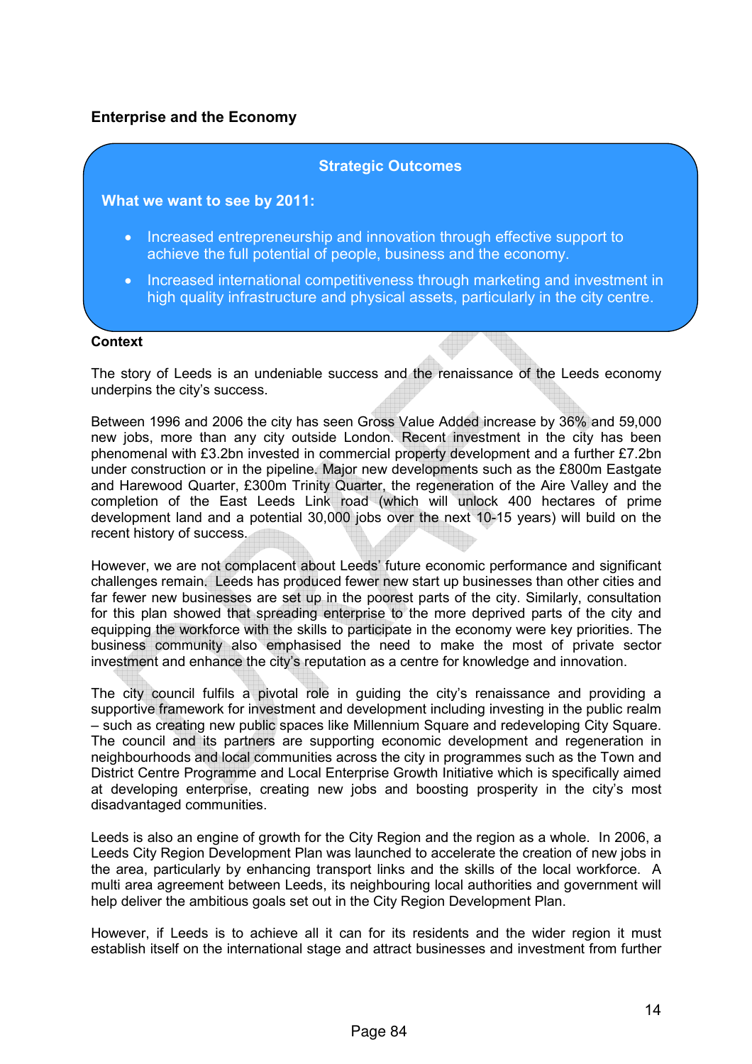## Enterprise and the Economy

**Strategic Outcomes**

**What we want to see by 2011:**

- Increased entrepreneurship and innovation through effective support to achieve the full potential of people, business and the economy.
- Increased international competitiveness through marketing and investment in high quality infrastructure and physical assets, particularly in the city centre.

**Context**

The story of Leeds is an undeniable success and the renaissance of the Leeds economy underpins the city's success.

Between 1996 and 2006 the city has seen Gross Value Added increase by 36% and 59,000 new jobs, more than any city outside London. Recent investment in the city has been phenomenal with £3.2bn invested in commercial property development and a further £7.2bn under construction or in the pipeline. Major new developments such as the £800m Eastgate and Harewood Quarter, £300m Trinity Quarter, the regeneration of the Aire Valley and the completion of the East Leeds Link road (which will unlock 400 hectares of prime development land and a potential 30,000 jobs over the next 10-15 years) will build on the recent history of success.

However, we are not complacent about Leeds' future economic performance and significant challenges remain. Leeds has produced fewer new start up businesses than other cities and far fewer new businesses are set up in the poorest parts of the city. Similarly, consultation for this plan showed that spreading enterprise to the more deprived parts of the city and equipping the workforce with the skills to participate in the economy were key priorities. The business community also emphasised the need to make the most of private sector investment and enhance the city's reputation as a centre for knowledge and innovation.

The city council fulfils a pivotal role in guiding the city's renaissance and providing a supportive framework for investment and development including investing in the public realm – such as creating new public spaces like Millennium Square and redeveloping City Square. The council and its partners are supporting economic development and regeneration in neighbourhoods and local communities across the city in programmes such as the Town and District Centre Programme and Local Enterprise Growth Initiative which is specifically aimed at developing enterprise, creating new jobs and boosting prosperity in the city's most disadvantaged communities.

Leeds is also an engine of growth for the City Region and the region as a whole. In 2006, a Leeds City Region Development Plan was launched to accelerate the creation of new jobs in the area, particularly by enhancing transport links and the skills of the local workforce. A multi area agreement between Leeds, its neighbouring local authorities and government will help deliver the ambitious goals set out in the City Region Development Plan.

However, if Leeds is to achieve all it can for its residents and the wider region it must establish itself on the international stage and attract businesses and investment from further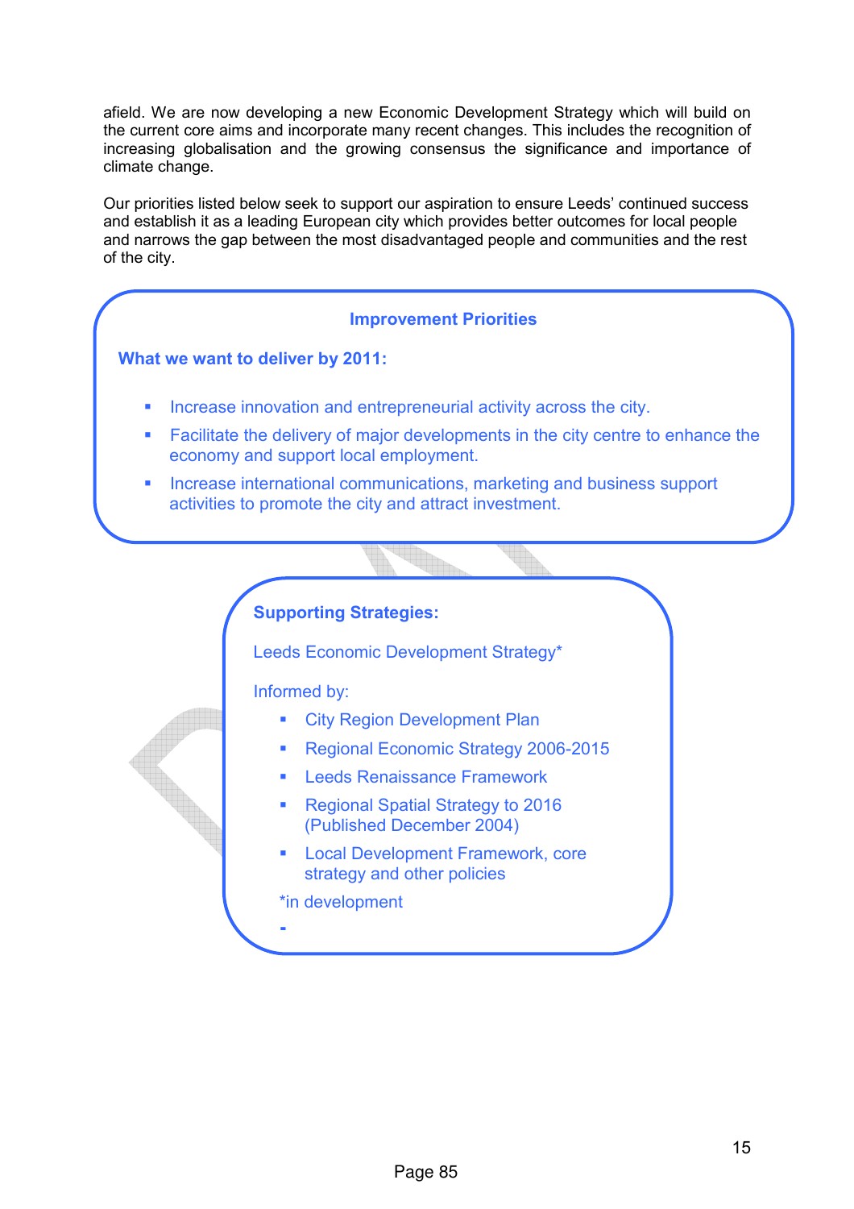afield. We are now developing a new Economic Development Strategy which will build on the current core aims and incorporate many recent changes. This includes the recognition of increasing globalisation and the growing consensus the significance and importance of climate change.

Our priorities listed below seek to support our aspiration to ensure Leeds' continued success and establish it as a leading European city which provides better outcomes for local people and narrows the gap between the most disadvantaged people and communities and the rest of the city.

**Improvement Priorities**

**What we want to deliver by 2011:**

- Increase innovation and entrepreneurial activity across the city.
- Facilitate the delivery of major developments in the city centre to enhance the economy and support local employment.
- Increase international communications, marketing and business support activities to promote the city and attract investment.

**Supporting Strategies:**

Leeds Economic Development Strategy*

Informed by:

- City Region Development Plan
- Regional Economic Strategy 2006-2015
- Leeds Renaissance Framework
- Regional Spatial Strategy to 2016 (Published December 2004)
- Local Development Framework, core strategy and other policies

*in development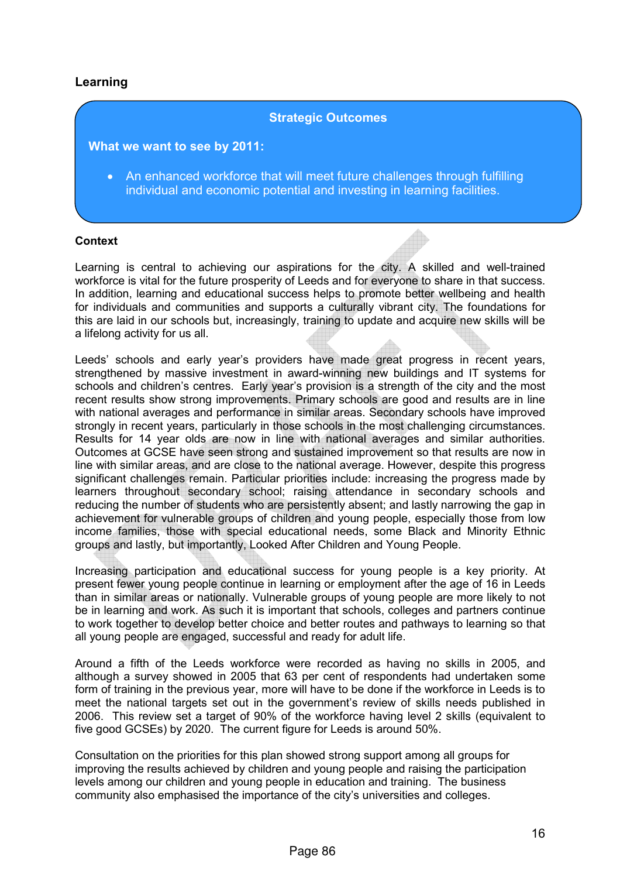## Learning

**Strategic Outcomes**

**What we want to see by 2011:**

- An enhanced workforce that will meet future challenges through fulfilling individual and economic potential and investing in learning facilities.

**Context**

Learning is central to achieving our aspirations for the city. A skilled and well-trained workforce is vital for the future prosperity of Leeds and for everyone to share in that success. In addition, learning and educational success helps to promote better wellbeing and health for individuals and communities and supports a culturally vibrant city. The foundations for this are laid in our schools but, increasingly, training to update and acquire new skills will be a lifelong activity for us all.

Leeds' schools and early year's providers have made great progress in recent years, strengthened by massive investment in award-winning new buildings and IT systems for schools and children's centres. Early year's provision is a strength of the city and the most recent results show strong improvements. Primary schools are good and results are in line with national averages and performance in similar areas. Secondary schools have improved strongly in recent years, particularly in those schools in the most challenging circumstances. Results for 14 year olds are now in line with national averages and similar authorities. Outcomes at GCSE have seen strong and sustained improvement so that results are now in line with similar areas, and are close to the national average. However, despite this progress significant challenges remain. Particular priorities include: increasing the progress made by learners throughout secondary school; raising attendance in secondary schools and reducing the number of students who are persistently absent; and lastly narrowing the gap in achievement for vulnerable groups of children and young people, especially those from low income families, those with special educational needs, some Black and Minority Ethnic groups and lastly, but importantly, Looked After Children and Young People.

Increasing participation and educational success for young people is a key priority. At present fewer young people continue in learning or employment after the age of 16 in Leeds than in similar areas or nationally. Vulnerable groups of young people are more likely to not be in learning and work. As such it is important that schools, colleges and partners continue to work together to develop better choice and better routes and pathways to learning so that all young people are engaged, successful and ready for adult life.

Around a fifth of the Leeds workforce were recorded as having no skills in 2005, and although a survey showed in 2005 that 63 per cent of respondents had undertaken some form of training in the previous year, more will have to be done if the workforce in Leeds is to meet the national targets set out in the government's review of skills needs published in 2006. This review set a target of 90% of the workforce having level 2 skills (equivalent to five good GCSEs) by 2020. The current figure for Leeds is around 50%.

Consultation on the priorities for this plan showed strong support among all groups for improving the results achieved by children and young people and raising the participation levels among our children and young people in education and training. The business community also emphasised the importance of the city's universities and colleges.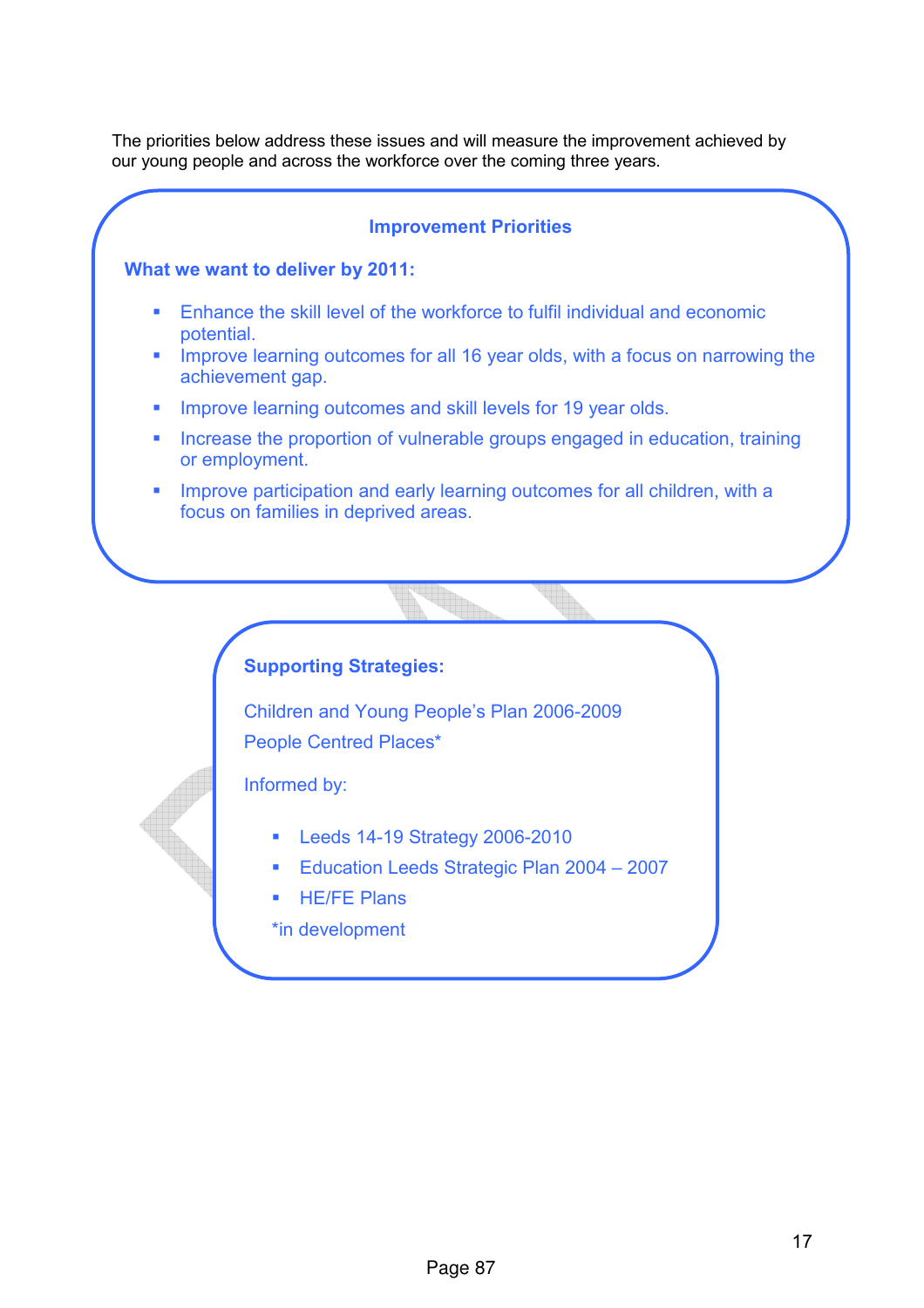The priorities below address these issues and will measure the improvement achieved by our young people and across the workforce over the coming three years.

## Improvement Priorities

**What we want to deliver by 2011:**

- Enhance the skill level of the workforce to fulfil individual and economic potential.
- Improve learning outcomes for all 16 year olds, with a focus on narrowing the achievement gap.
- Improve learning outcomes and skill levels for 19 year olds.
- Increase the proportion of vulnerable groups engaged in education, training or employment.
- Improve participation and early learning outcomes for all children, with a focus on families in deprived areas.

**Supporting Strategies:**

Children and Young People's Plan 2006-2009

People Centred Places*

Informed by:

- Leeds 14-19 Strategy 2006-2010
- Education Leeds Strategic Plan 2004 – 2007
- HE/FE Plans

*in development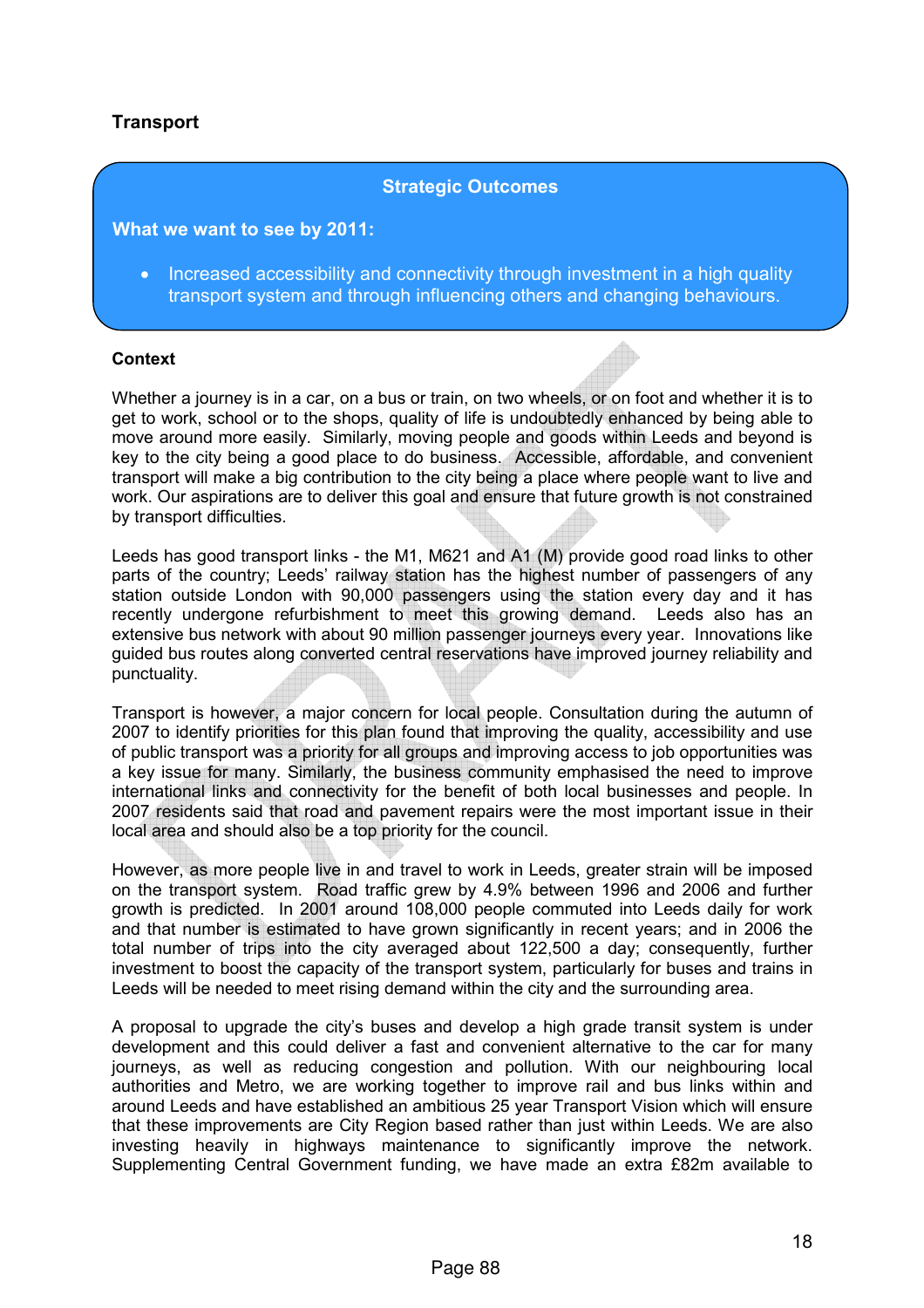## Transport

**Strategic Outcomes**

**What we want to see by 2011:**

- Increased accessibility and connectivity through investment in a high quality transport system and through influencing others and changing behaviours.

### Context

Whether a journey is in a car, on a bus or train, on two wheels, or on foot and whether it is to get to work, school or to the shops, quality of life is undoubtedly enhanced by being able to move around more easily. Similarly, moving people and goods within Leeds and beyond is key to the city being a good place to do business. Accessible, affordable, and convenient transport will make a big contribution to the city being a place where people want to live and work. Our aspirations are to deliver this goal and ensure that future growth is not constrained by transport difficulties.

Leeds has good transport links - the M1, M621 and A1 (M) provide good road links to other parts of the country; Leeds' railway station has the highest number of passengers of any station outside London with 90,000 passengers using the station every day and it has recently undergone refurbishment to meet this growing demand. Leeds also has an extensive bus network with about 90 million passenger journeys every year. Innovations like guided bus routes along converted central reservations have improved journey reliability and punctuality.

Transport is however, a major concern for local people. Consultation during the autumn of 2007 to identify priorities for this plan found that improving the quality, accessibility and use of public transport was a priority for all groups and improving access to job opportunities was a key issue for many. Similarly, the business community emphasised the need to improve international links and connectivity for the benefit of both local businesses and people. In 2007 residents said that road and pavement repairs were the most important issue in their local area and should also be a top priority for the council.

However, as more people live in and travel to work in Leeds, greater strain will be imposed on the transport system. Road traffic grew by 4.9% between 1996 and 2006 and further growth is predicted. In 2001 around 108,000 people commuted into Leeds daily for work and that number is estimated to have grown significantly in recent years; and in 2006 the total number of trips into the city averaged about 122,500 a day; consequently, further investment to boost the capacity of the transport system, particularly for buses and trains in Leeds will be needed to meet rising demand within the city and the surrounding area.

A proposal to upgrade the city's buses and develop a high grade transit system is under development and this could deliver a fast and convenient alternative to the car for many journeys, as well as reducing congestion and pollution. With our neighbouring local authorities and Metro, we are working together to improve rail and bus links within and around Leeds and have established an ambitious 25 year Transport Vision which will ensure that these improvements are City Region based rather than just within Leeds. We are also investing heavily in highways maintenance to significantly improve the network. Supplementing Central Government funding, we have made an extra £82m available to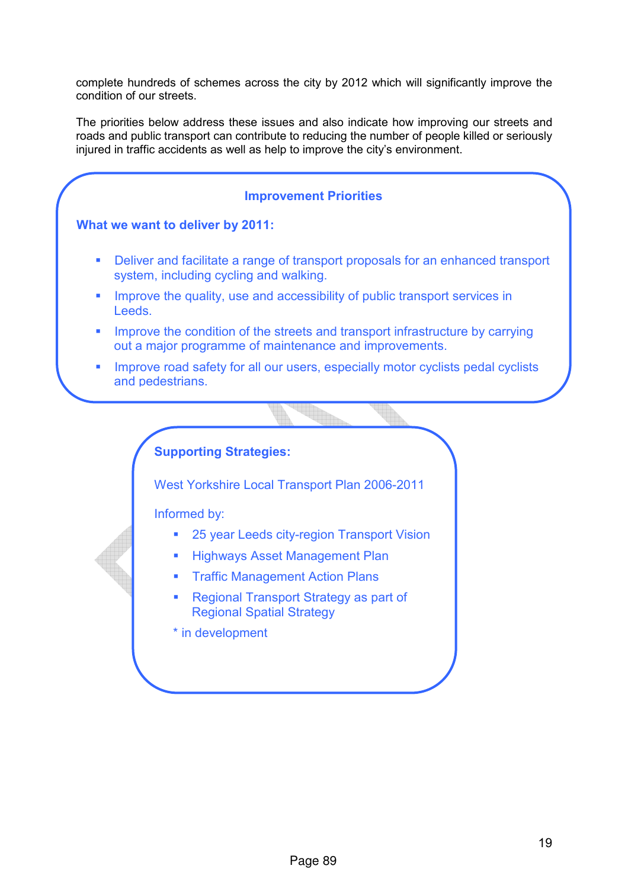complete hundreds of schemes across the city by 2012 which will significantly improve the condition of our streets.

The priorities below address these issues and also indicate how improving our streets and roads and public transport can contribute to reducing the number of people killed or seriously injured in traffic accidents as well as help to improve the city's environment.

### Improvement Priorities

**What we want to deliver by 2011:**

- Deliver and facilitate a range of transport proposals for an enhanced transport system, including cycling and walking.
- Improve the quality, use and accessibility of public transport services in Leeds.
- Improve the condition of the streets and transport infrastructure by carrying out a major programme of maintenance and improvements.
- Improve road safety for all our users, especially motor cyclists pedal cyclists and pedestrians.

**Supporting Strategies:**

West Yorkshire Local Transport Plan 2006-2011

Informed by:

- 25 year Leeds city-region Transport Vision
- Highways Asset Management Plan
- Traffic Management Action Plans
- Regional Transport Strategy as part of Regional Spatial Strategy

\* in development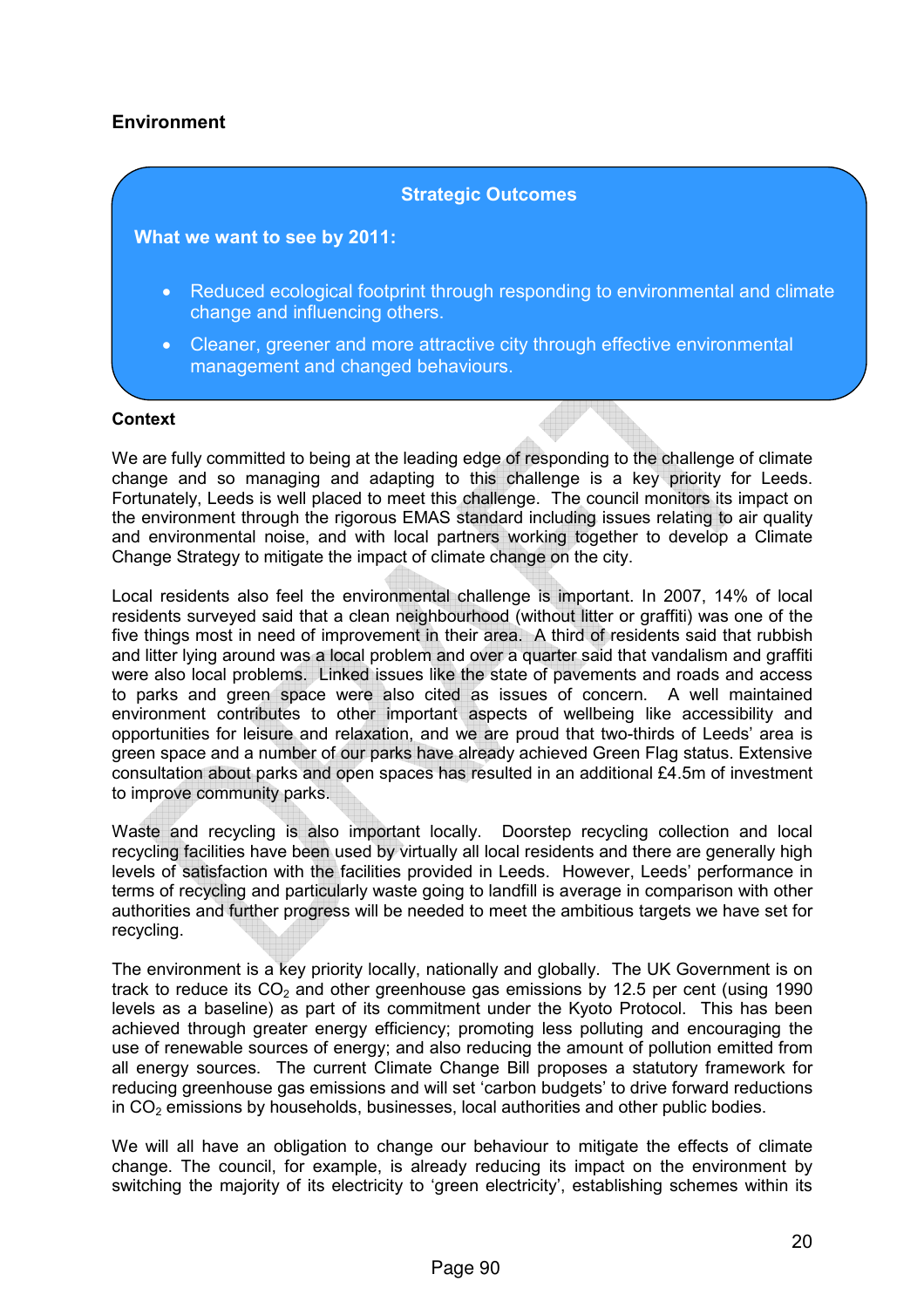## Environment

**Strategic Outcomes**

**What we want to see by 2011:**

- Reduced ecological footprint through responding to environmental and climate change and influencing others.
- Cleaner, greener and more attractive city through effective environmental management and changed behaviours.

**Context**

We are fully committed to being at the leading edge of responding to the challenge of climate change and so managing and adapting to this challenge is a key priority for Leeds. Fortunately, Leeds is well placed to meet this challenge. The council monitors its impact on the environment through the rigorous EMAS standard including issues relating to air quality and environmental noise, and with local partners working together to develop a Climate Change Strategy to mitigate the impact of climate change on the city.

Local residents also feel the environmental challenge is important. In 2007, 14% of local residents surveyed said that a clean neighbourhood (without litter or graffiti) was one of the five things most in need of improvement in their area. A third of residents said that rubbish and litter lying around was a local problem and over a quarter said that vandalism and graffiti were also local problems. Linked issues like the state of pavements and roads and access to parks and green space were also cited as issues of concern. A well maintained environment contributes to other important aspects of wellbeing like accessibility and opportunities for leisure and relaxation, and we are proud that two-thirds of Leeds' area is green space and a number of our parks have already achieved Green Flag status. Extensive consultation about parks and open spaces has resulted in an additional £4.5m of investment to improve community parks.

Waste and recycling is also important locally. Doorstep recycling collection and local recycling facilities have been used by virtually all local residents and there are generally high levels of satisfaction with the facilities provided in Leeds. However, Leeds' performance in terms of recycling and particularly waste going to landfill is average in comparison with other authorities and further progress will be needed to meet the ambitious targets we have set for recycling.

The environment is a key priority locally, nationally and globally. The UK Government is on track to reduce its $CO_2$ and other greenhouse gas emissions by 12.5 per cent (using 1990 levels as a baseline) as part of its commitment under the Kyoto Protocol. This has been achieved through greater energy efficiency; promoting less polluting and encouraging the use of renewable sources of energy; and also reducing the amount of pollution emitted from all energy sources. The current Climate Change Bill proposes a statutory framework for reducing greenhouse gas emissions and will set 'carbon budgets' to drive forward reductions in $CO_2$ emissions by households, businesses, local authorities and other public bodies.

We will all have an obligation to change our behaviour to mitigate the effects of climate change. The council, for example, is already reducing its impact on the environment by switching the majority of its electricity to 'green electricity', establishing schemes within its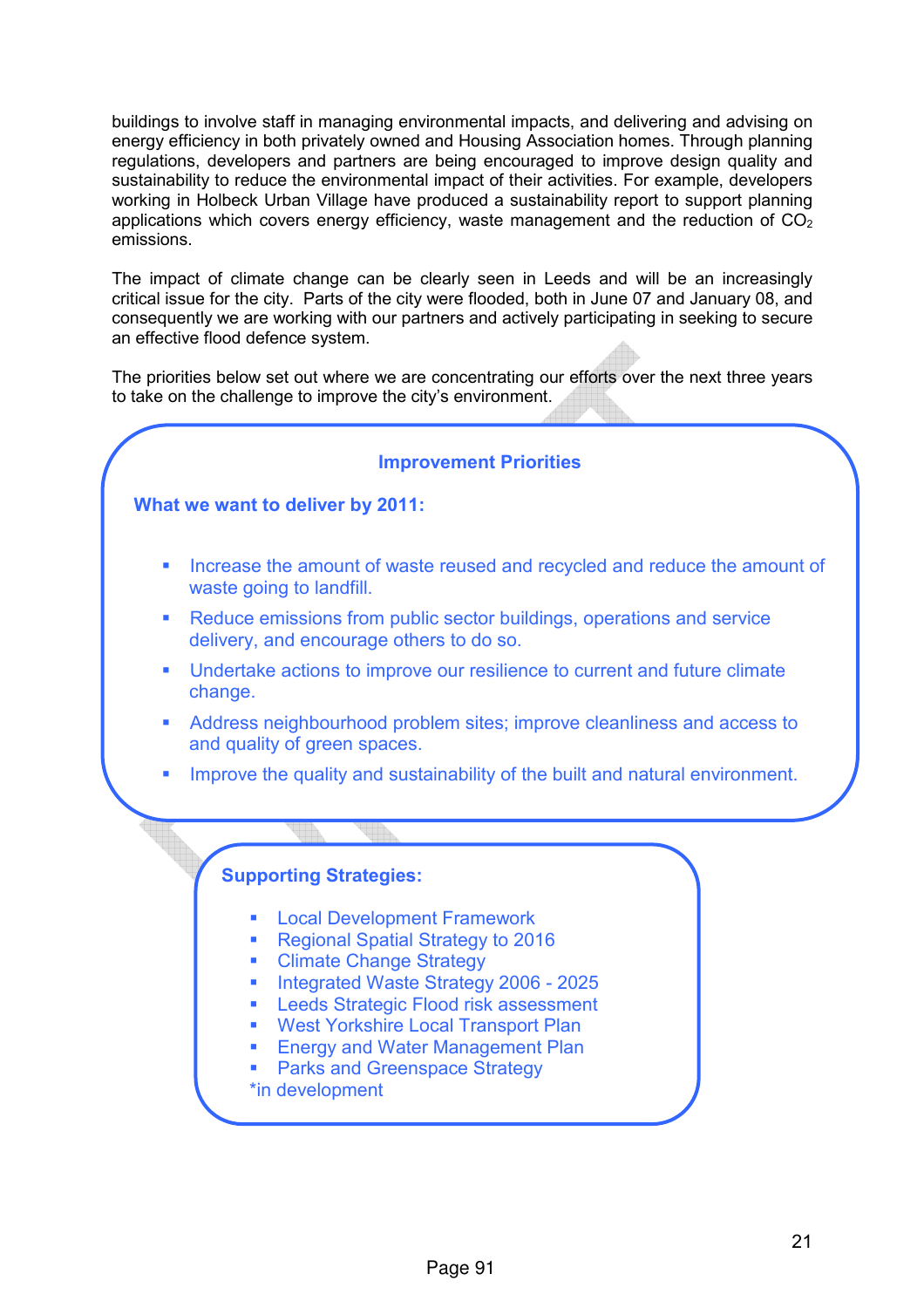buildings to involve staff in managing environmental impacts, and delivering and advising on energy efficiency in both privately owned and Housing Association homes. Through planning regulations, developers and partners are being encouraged to improve design quality and sustainability to reduce the environmental impact of their activities. For example, developers working in Holbeck Urban Village have produced a sustainability report to support planning applications which covers energy efficiency, waste management and the reduction of $CO_2$ emissions.

The impact of climate change can be clearly seen in Leeds and will be an increasingly critical issue for the city. Parts of the city were flooded, both in June 07 and January 08, and consequently we are working with our partners and actively participating in seeking to secure an effective flood defence system.

The priorities below set out where we are concentrating our efforts over the next three years to take on the challenge to improve the city's environment.

### Improvement Priorities

**What we want to deliver by 2011:**

- Increase the amount of waste reused and recycled and reduce the amount of waste going to landfill.
- Reduce emissions from public sector buildings, operations and service delivery, and encourage others to do so.
- Undertake actions to improve our resilience to current and future climate change.
- Address neighbourhood problem sites; improve cleanliness and access to and quality of green spaces.
- Improve the quality and sustainability of the built and natural environment.

**Supporting Strategies:**

- Local Development Framework
- Regional Spatial Strategy to 2016
- Climate Change Strategy
- Integrated Waste Strategy 2006 - 2025
- Leeds Strategic Flood risk assessment
- West Yorkshire Local Transport Plan
- Energy and Water Management Plan
- Parks and Greenspace Strategy

*in development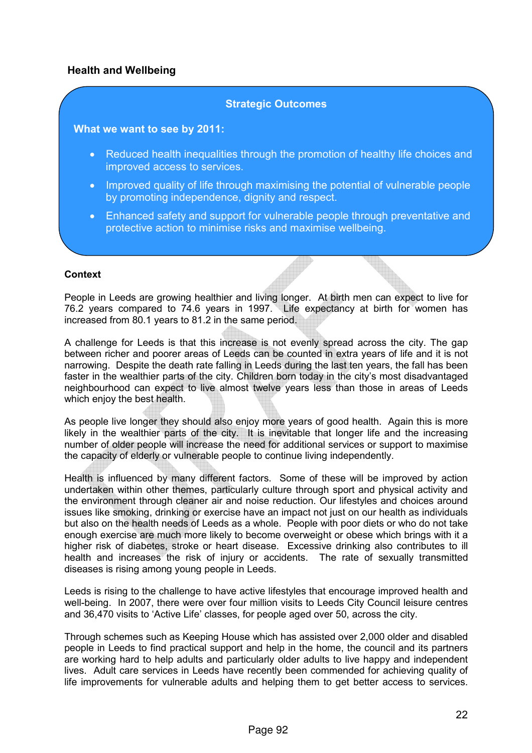## Health and Wellbeing

### Strategic Outcomes

**What we want to see by 2011:**

- Reduced health inequalities through the promotion of healthy life choices and improved access to services.
- Improved quality of life through maximising the potential of vulnerable people by promoting independence, dignity and respect.
- Enhanced safety and support for vulnerable people through preventative and protective action to minimise risks and maximise wellbeing.

### Context

People in Leeds are growing healthier and living longer. At birth men can expect to live for 76.2 years compared to 74.6 years in 1997. Life expectancy at birth for women has increased from 80.1 years to 81.2 in the same period.

A challenge for Leeds is that this increase is not evenly spread across the city. The gap between richer and poorer areas of Leeds can be counted in extra years of life and it is not narrowing. Despite the death rate falling in Leeds during the last ten years, the fall has been faster in the wealthier parts of the city. Children born today in the city's most disadvantaged neighbourhood can expect to live almost twelve years less than those in areas of Leeds which enjoy the best health.

As people live longer they should also enjoy more years of good health. Again this is more likely in the wealthier parts of the city. It is inevitable that longer life and the increasing number of older people will increase the need for additional services or support to maximise the capacity of elderly or vulnerable people to continue living independently.

Health is influenced by many different factors. Some of these will be improved by action undertaken within other themes, particularly culture through sport and physical activity and the environment through cleaner air and noise reduction. Our lifestyles and choices around issues like smoking, drinking or exercise have an impact not just on our health as individuals but also on the health needs of Leeds as a whole. People with poor diets or who do not take enough exercise are much more likely to become overweight or obese which brings with it a higher risk of diabetes, stroke or heart disease. Excessive drinking also contributes to ill health and increases the risk of injury or accidents. The rate of sexually transmitted diseases is rising among young people in Leeds.

Leeds is rising to the challenge to have active lifestyles that encourage improved health and well-being. In 2007, there were over four million visits to Leeds City Council leisure centres and 36,470 visits to 'Active Life' classes, for people aged over 50, across the city.

Through schemes such as Keeping House which has assisted over 2,000 older and disabled people in Leeds to find practical support and help in the home, the council and its partners are working hard to help adults and particularly older adults to live happy and independent lives. Adult care services in Leeds have recently been commended for achieving quality of life improvements for vulnerable adults and helping them to get better access to services.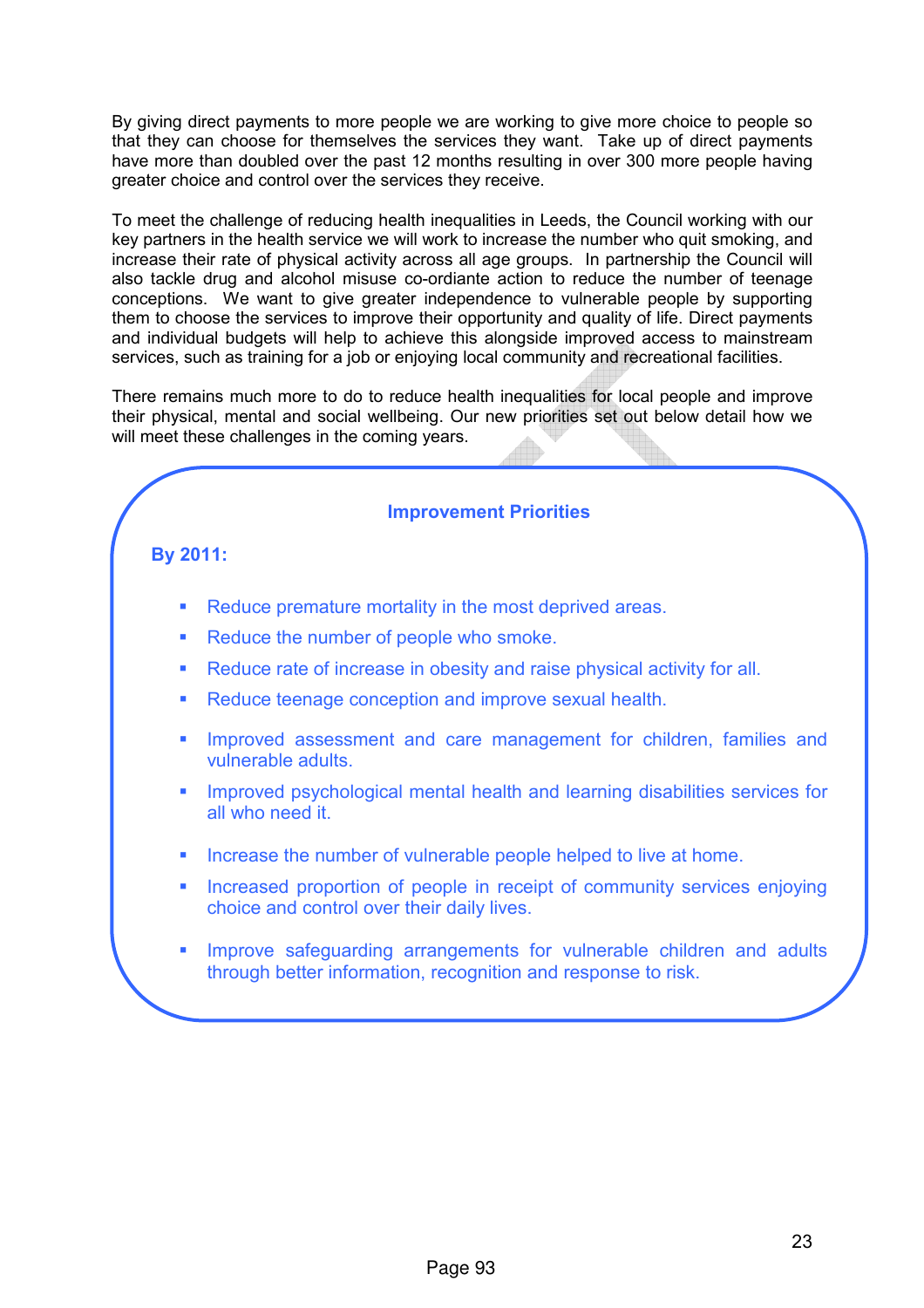By giving direct payments to more people we are working to give more choice to people so that they can choose for themselves the services they want. Take up of direct payments have more than doubled over the past 12 months resulting in over 300 more people having greater choice and control over the services they receive.

To meet the challenge of reducing health inequalities in Leeds, the Council working with our key partners in the health service we will work to increase the number who quit smoking, and increase their rate of physical activity across all age groups. In partnership the Council will also tackle drug and alcohol misuse co-ordiante action to reduce the number of teenage conceptions. We want to give greater independence to vulnerable people by supporting them to choose the services to improve their opportunity and quality of life. Direct payments and individual budgets will help to achieve this alongside improved access to mainstream services, such as training for a job or enjoying local community and recreational facilities.

There remains much more to do to reduce health inequalities for local people and improve their physical, mental and social wellbeing. Our new priorities set out below detail how we will meet these challenges in the coming years.

## Improvement Priorities

**By 2011:**

- Reduce premature mortality in the most deprived areas.
- Reduce the number of people who smoke.
- Reduce rate of increase in obesity and raise physical activity for all.
- Reduce teenage conception and improve sexual health.
- Improved assessment and care management for children, families and vulnerable adults.
- Improved psychological mental health and learning disabilities services for all who need it.
- Increase the number of vulnerable people helped to live at home.
- Increased proportion of people in receipt of community services enjoying choice and control over their daily lives.
- Improve safeguarding arrangements for vulnerable children and adults through better information, recognition and response to risk.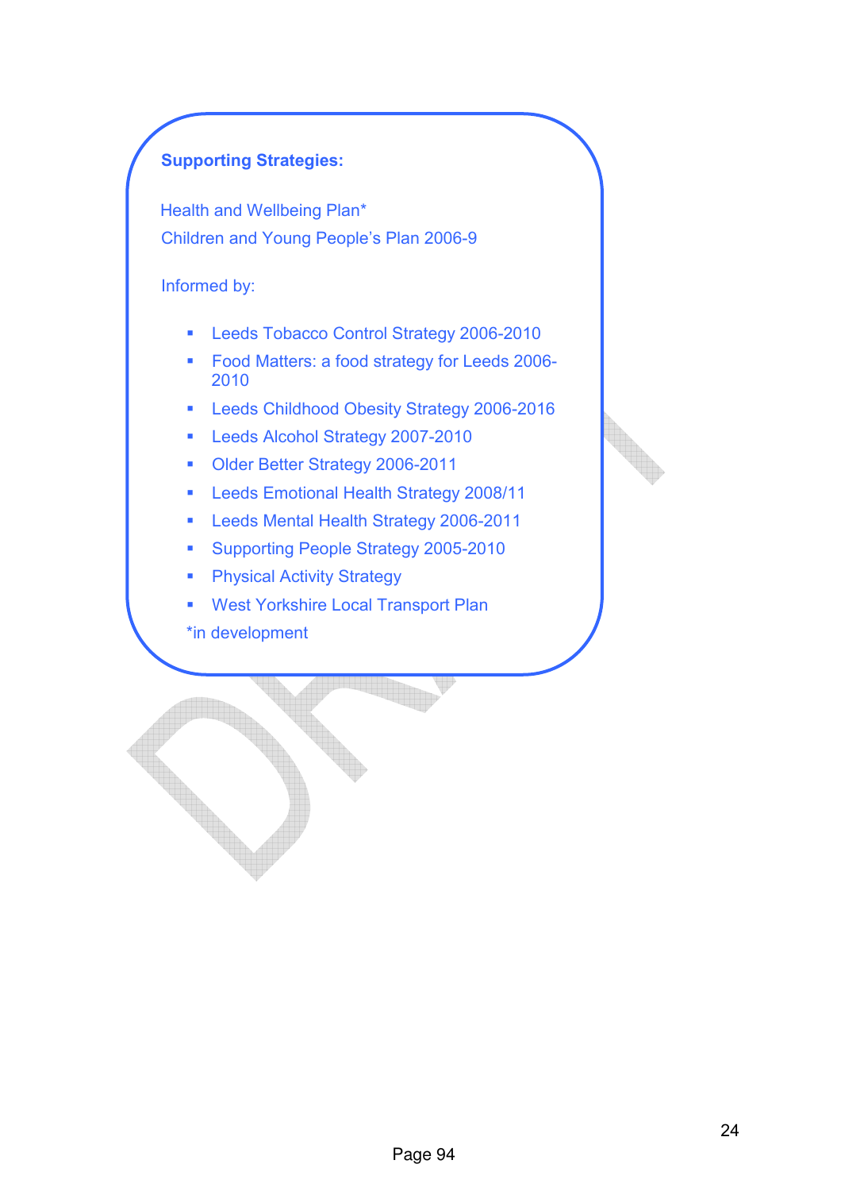**Supporting Strategies:**

Health and Wellbeing Plan*
Children and Young People's Plan 2006-9

Informed by:

- Leeds Tobacco Control Strategy 2006-2010
- Food Matters: a food strategy for Leeds 2006-2010
- Leeds Childhood Obesity Strategy 2006-2016
- Leeds Alcohol Strategy 2007-2010
- Older Better Strategy 2006-2011
- Leeds Emotional Health Strategy 2008/11
- Leeds Mental Health Strategy 2006-2011
- Supporting People Strategy 2005-2010
- Physical Activity Strategy
- West Yorkshire Local Transport Plan

*in development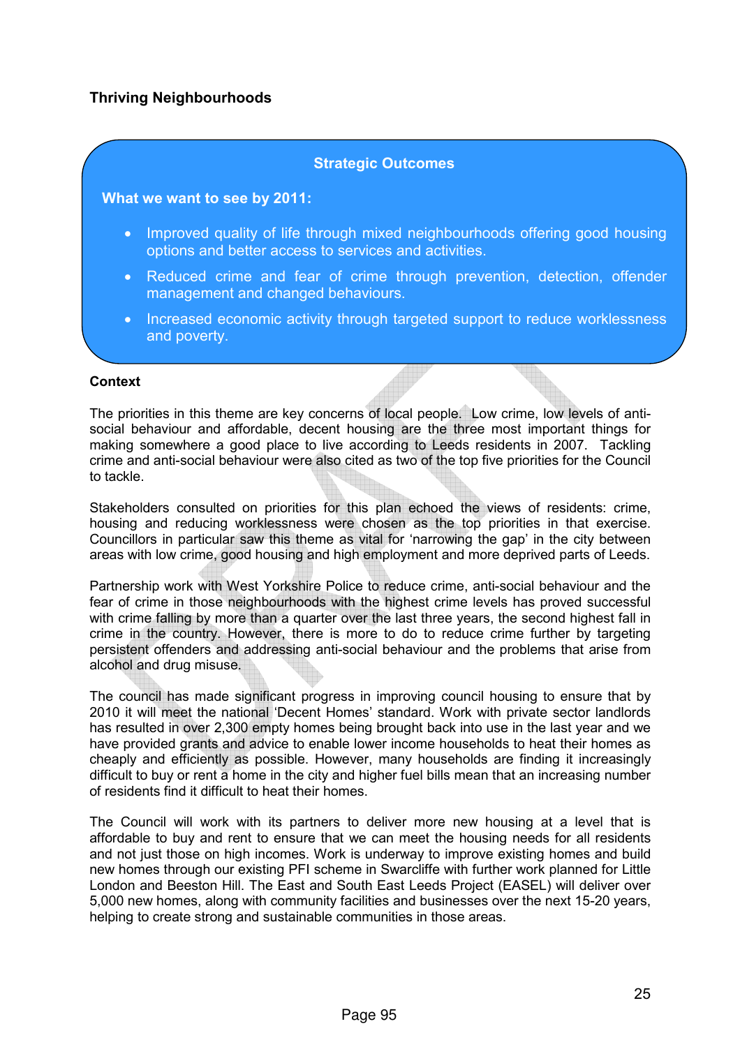## Thriving Neighbourhoods

### Strategic Outcomes

**What we want to see by 2011:**

- Improved quality of life through mixed neighbourhoods offering good housing options and better access to services and activities.
- Reduced crime and fear of crime through prevention, detection, offender management and changed behaviours.
- Increased economic activity through targeted support to reduce worklessness and poverty.

**Context**

The priorities in this theme are key concerns of local people. Low crime, low levels of anti-social behaviour and affordable, decent housing are the three most important things for making somewhere a good place to live according to Leeds residents in 2007. Tackling crime and anti-social behaviour were also cited as two of the top five priorities for the Council to tackle.

Stakeholders consulted on priorities for this plan echoed the views of residents: crime, housing and reducing worklessness were chosen as the top priorities in that exercise. Councillors in particular saw this theme as vital for 'narrowing the gap' in the city between areas with low crime, good housing and high employment and more deprived parts of Leeds.

Partnership work with West Yorkshire Police to reduce crime, anti-social behaviour and the fear of crime in those neighbourhoods with the highest crime levels has proved successful with crime falling by more than a quarter over the last three years, the second highest fall in crime in the country. However, there is more to do to reduce crime further by targeting persistent offenders and addressing anti-social behaviour and the problems that arise from alcohol and drug misuse.

The council has made significant progress in improving council housing to ensure that by 2010 it will meet the national 'Decent Homes' standard. Work with private sector landlords has resulted in over 2,300 empty homes being brought back into use in the last year and we have provided grants and advice to enable lower income households to heat their homes as cheaply and efficiently as possible. However, many households are finding it increasingly difficult to buy or rent a home in the city and higher fuel bills mean that an increasing number of residents find it difficult to heat their homes.

The Council will work with its partners to deliver more new housing at a level that is affordable to buy and rent to ensure that we can meet the housing needs for all residents and not just those on high incomes. Work is underway to improve existing homes and build new homes through our existing PFI scheme in Swarcliffe with further work planned for Little London and Beeston Hill. The East and South East Leeds Project (EASEL) will deliver over 5,000 new homes, along with community facilities and businesses over the next 15-20 years, helping to create strong and sustainable communities in those areas.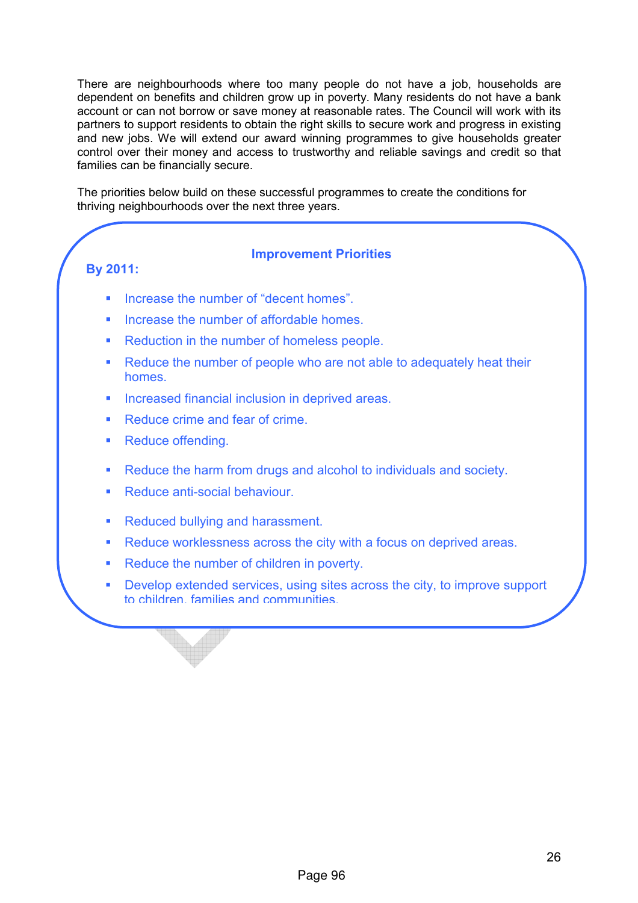There are neighbourhoods where too many people do not have a job, households are dependent on benefits and children grow up in poverty. Many residents do not have a bank account or can not borrow or save money at reasonable rates. The Council will work with its partners to support residents to obtain the right skills to secure work and progress in existing and new jobs. We will extend our award winning programmes to give households greater control over their money and access to trustworthy and reliable savings and credit so that families can be financially secure.

The priorities below build on these successful programmes to create the conditions for thriving neighbourhoods over the next three years.

### Improvement Priorities

**By 2011:**

- Increase the number of "decent homes".
- Increase the number of affordable homes.
- Reduction in the number of homeless people.
- Reduce the number of people who are not able to adequately heat their homes.
- Increased financial inclusion in deprived areas.
- Reduce crime and fear of crime.
- Reduce offending.
- Reduce the harm from drugs and alcohol to individuals and society.
- Reduce anti-social behaviour.
- Reduced bullying and harassment.
- Reduce worklessness across the city with a focus on deprived areas.
- Reduce the number of children in poverty.
- Develop extended services, using sites across the city, to improve support to children, families and communities.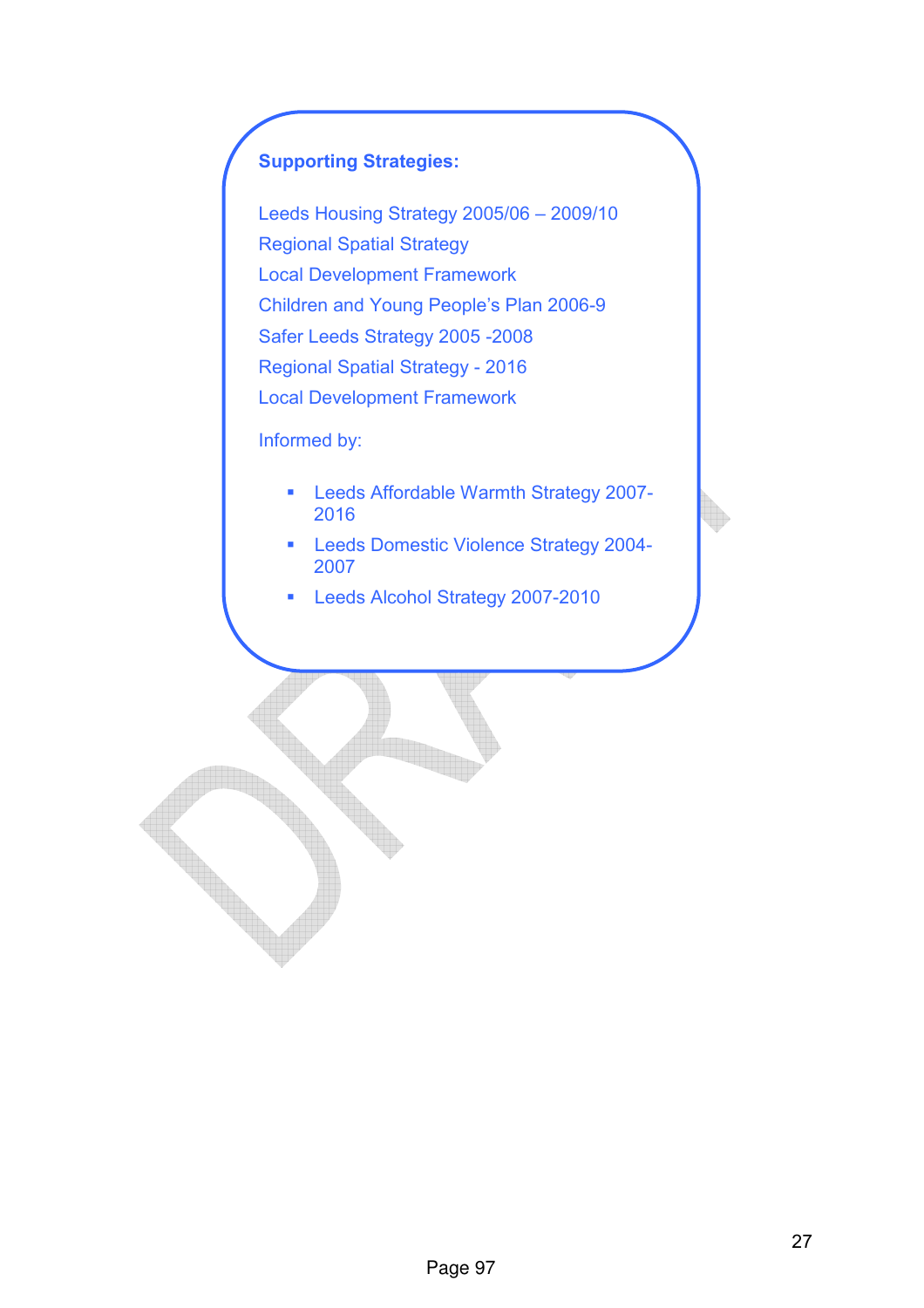**Supporting Strategies:**

Leeds Housing Strategy 2005/06 – 2009/10
Regional Spatial Strategy
Local Development Framework
Children and Young People's Plan 2006-9
Safer Leeds Strategy 2005 -2008
Regional Spatial Strategy - 2016
Local Development Framework

Informed by:

- Leeds Affordable Warmth Strategy 2007-2016
- Leeds Domestic Violence Strategy 2004-2007
- Leeds Alcohol Strategy 2007-2010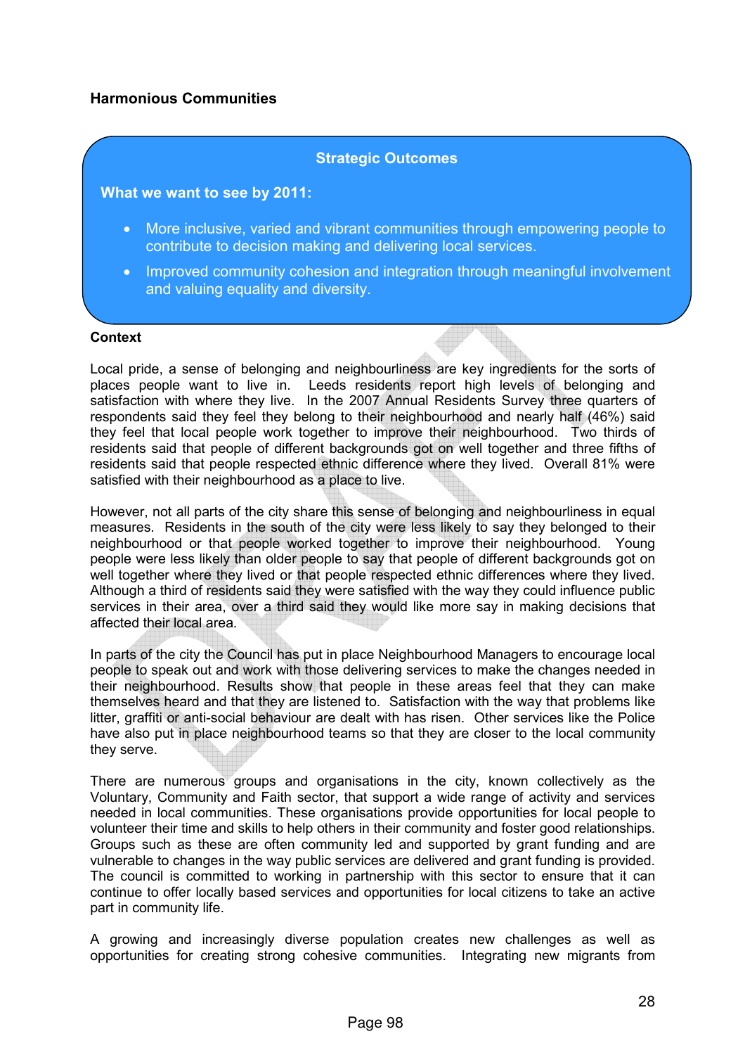## Harmonious Communities

**Strategic Outcomes**

**What we want to see by 2011:**

- More inclusive, varied and vibrant communities through empowering people to contribute to decision making and delivering local services.
- Improved community cohesion and integration through meaningful involvement and valuing equality and diversity.

**Context**

Local pride, a sense of belonging and neighbourliness are key ingredients for the sorts of places people want to live in. Leeds residents report high levels of belonging and satisfaction with where they live. In the 2007 Annual Residents Survey three quarters of respondents said they feel they belong to their neighbourhood and nearly half (46%) said they feel that local people work together to improve their neighbourhood. Two thirds of residents said that people of different backgrounds got on well together and three fifths of residents said that people respected ethnic difference where they lived. Overall 81% were satisfied with their neighbourhood as a place to live.

However, not all parts of the city share this sense of belonging and neighbourliness in equal measures. Residents in the south of the city were less likely to say they belonged to their neighbourhood or that people worked together to improve their neighbourhood. Young people were less likely than older people to say that people of different backgrounds got on well together where they lived or that people respected ethnic differences where they lived. Although a third of residents said they were satisfied with the way they could influence public services in their area, over a third said they would like more say in making decisions that affected their local area.

In parts of the city the Council has put in place Neighbourhood Managers to encourage local people to speak out and work with those delivering services to make the changes needed in their neighbourhood. Results show that people in these areas feel that they can make themselves heard and that they are listened to. Satisfaction with the way that problems like litter, graffiti or anti-social behaviour are dealt with has risen. Other services like the Police have also put in place neighbourhood teams so that they are closer to the local community they serve.

There are numerous groups and organisations in the city, known collectively as the Voluntary, Community and Faith sector, that support a wide range of activity and services needed in local communities. These organisations provide opportunities for local people to volunteer their time and skills to help others in their community and foster good relationships. Groups such as these are often community led and supported by grant funding and are vulnerable to changes in the way public services are delivered and grant funding is provided. The council is committed to working in partnership with this sector to ensure that it can continue to offer locally based services and opportunities for local citizens to take an active part in community life.

A growing and increasingly diverse population creates new challenges as well as opportunities for creating strong cohesive communities. Integrating new migrants from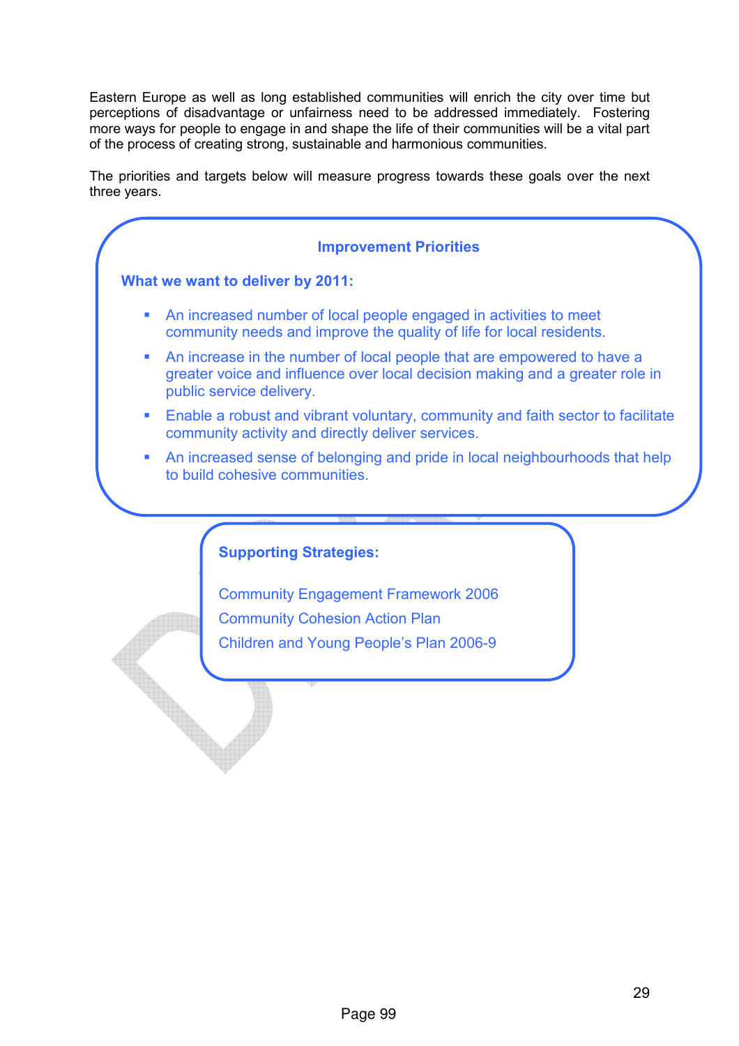Eastern Europe as well as long established communities will enrich the city over time but perceptions of disadvantage or unfairness need to be addressed immediately. Fostering more ways for people to engage in and shape the life of their communities will be a vital part of the process of creating strong, sustainable and harmonious communities.

The priorities and targets below will measure progress towards these goals over the next three years.

### Improvement Priorities

**What we want to deliver by 2011:**

- An increased number of local people engaged in activities to meet community needs and improve the quality of life for local residents.
- An increase in the number of local people that are empowered to have a greater voice and influence over local decision making and a greater role in public service delivery.
- Enable a robust and vibrant voluntary, community and faith sector to facilitate community activity and directly deliver services.
- An increased sense of belonging and pride in local neighbourhoods that help to build cohesive communities.

**Supporting Strategies:**

Community Engagement Framework 2006
Community Cohesion Action Plan
Children and Young People's Plan 2006-9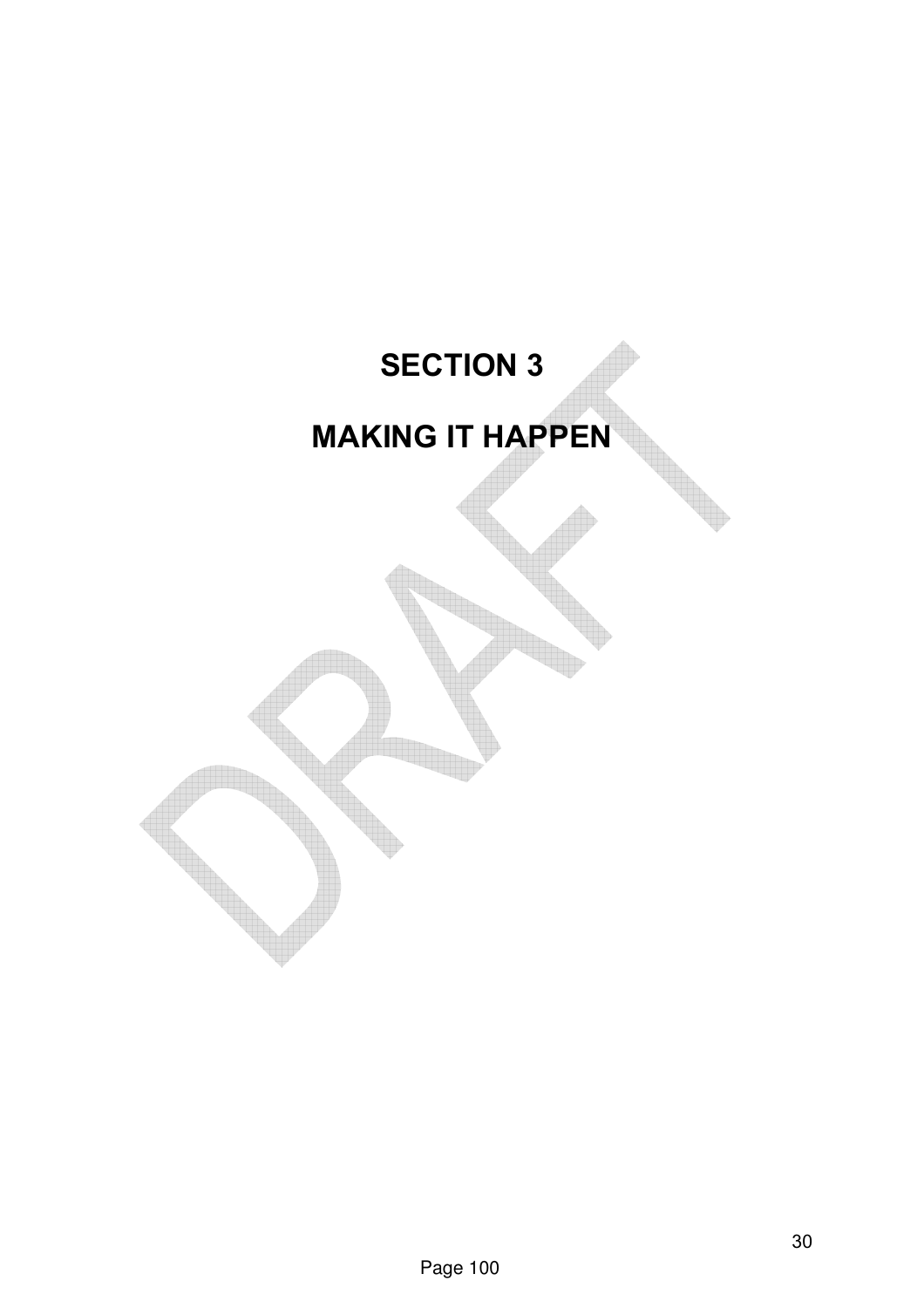# SECTION 3

# MAKING IT HAPPEN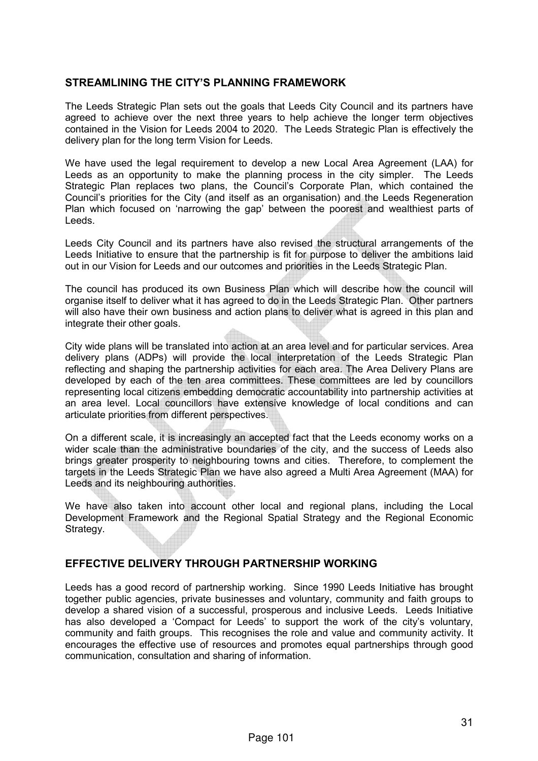## STREAMLINING THE CITY'S PLANNING FRAMEWORK

The Leeds Strategic Plan sets out the goals that Leeds City Council and its partners have agreed to achieve over the next three years to help achieve the longer term objectives contained in the Vision for Leeds 2004 to 2020. The Leeds Strategic Plan is effectively the delivery plan for the long term Vision for Leeds.

We have used the legal requirement to develop a new Local Area Agreement (LAA) for Leeds as an opportunity to make the planning process in the city simpler. The Leeds Strategic Plan replaces two plans, the Council's Corporate Plan, which contained the Council's priorities for the City (and itself as an organisation) and the Leeds Regeneration Plan which focused on 'narrowing the gap' between the poorest and wealthiest parts of Leeds.

Leeds City Council and its partners have also revised the structural arrangements of the Leeds Initiative to ensure that the partnership is fit for purpose to deliver the ambitions laid out in our Vision for Leeds and our outcomes and priorities in the Leeds Strategic Plan.

The council has produced its own Business Plan which will describe how the council will organise itself to deliver what it has agreed to do in the Leeds Strategic Plan. Other partners will also have their own business and action plans to deliver what is agreed in this plan and integrate their other goals.

City wide plans will be translated into action at an area level and for particular services. Area delivery plans (ADPs) will provide the local interpretation of the Leeds Strategic Plan reflecting and shaping the partnership activities for each area. The Area Delivery Plans are developed by each of the ten area committees. These committees are led by councillors representing local citizens embedding democratic accountability into partnership activities at an area level. Local councillors have extensive knowledge of local conditions and can articulate priorities from different perspectives.

On a different scale, it is increasingly an accepted fact that the Leeds economy works on a wider scale than the administrative boundaries of the city, and the success of Leeds also brings greater prosperity to neighbouring towns and cities. Therefore, to complement the targets in the Leeds Strategic Plan we have also agreed a Multi Area Agreement (MAA) for Leeds and its neighbouring authorities.

We have also taken into account other local and regional plans, including the Local Development Framework and the Regional Spatial Strategy and the Regional Economic Strategy.

## EFFECTIVE DELIVERY THROUGH PARTNERSHIP WORKING

Leeds has a good record of partnership working. Since 1990 Leeds Initiative has brought together public agencies, private businesses and voluntary, community and faith groups to develop a shared vision of a successful, prosperous and inclusive Leeds. Leeds Initiative has also developed a 'Compact for Leeds' to support the work of the city's voluntary, community and faith groups. This recognises the role and value and community activity. It encourages the effective use of resources and promotes equal partnerships through good communication, consultation and sharing of information.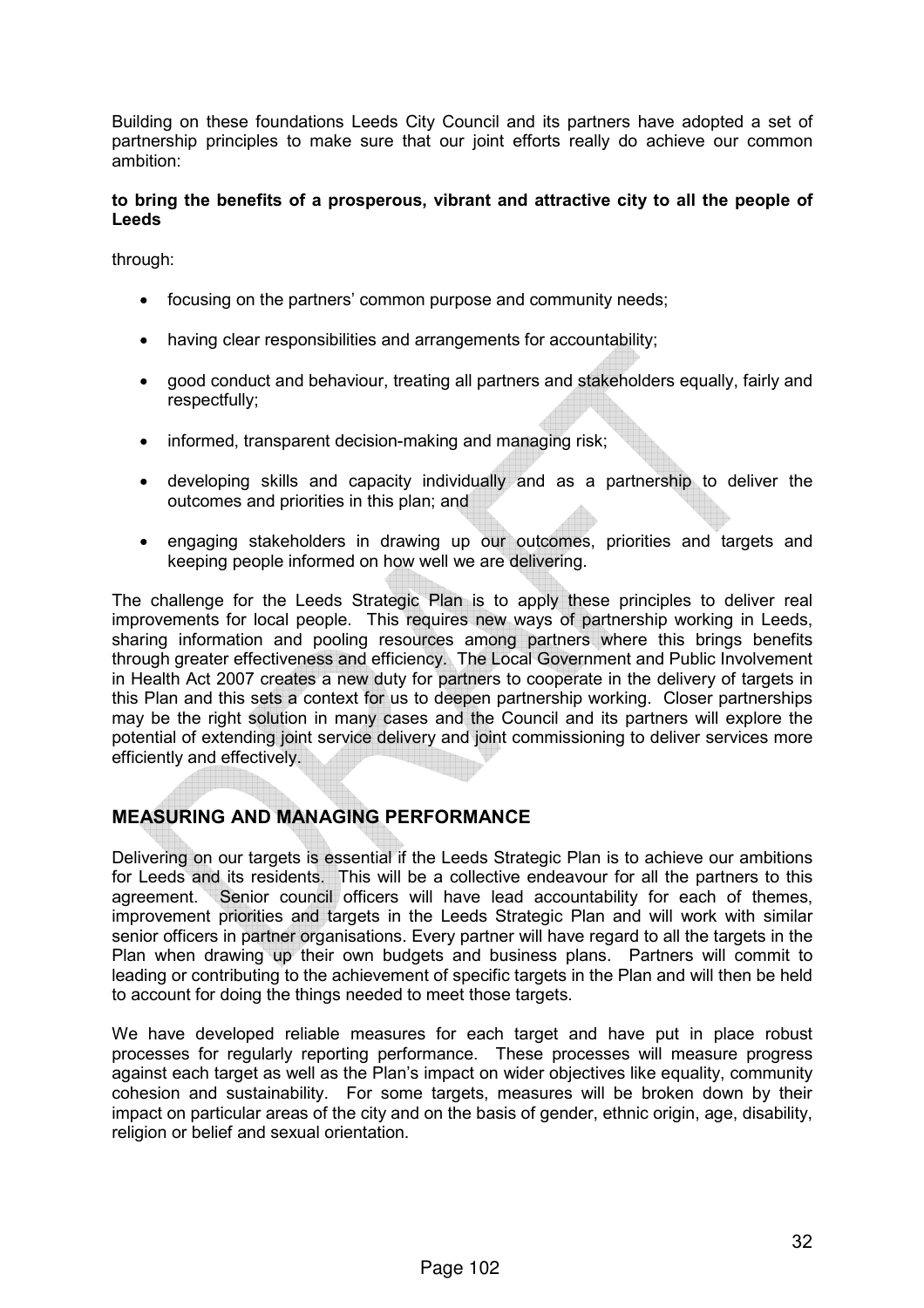Building on these foundations Leeds City Council and its partners have adopted a set of partnership principles to make sure that our joint efforts really do achieve our common ambition:

**to bring the benefits of a prosperous, vibrant and attractive city to all the people of Leeds**

through:

- focusing on the partners' common purpose and community needs;
- having clear responsibilities and arrangements for accountability;
- good conduct and behaviour, treating all partners and stakeholders equally, fairly and respectfully;
- informed, transparent decision-making and managing risk;
- developing skills and capacity individually and as a partnership to deliver the outcomes and priorities in this plan; and
- engaging stakeholders in drawing up our outcomes, priorities and targets and keeping people informed on how well we are delivering.

The challenge for the Leeds Strategic Plan is to apply these principles to deliver real improvements for local people. This requires new ways of partnership working in Leeds, sharing information and pooling resources among partners where this brings benefits through greater effectiveness and efficiency. The Local Government and Public Involvement in Health Act 2007 creates a new duty for partners to cooperate in the delivery of targets in this Plan and this sets a context for us to deepen partnership working. Closer partnerships may be the right solution in many cases and the Council and its partners will explore the potential of extending joint service delivery and joint commissioning to deliver services more efficiently and effectively.

## MEASURING AND MANAGING PERFORMANCE

Delivering on our targets is essential if the Leeds Strategic Plan is to achieve our ambitions for Leeds and its residents. This will be a collective endeavour for all the partners to this agreement. Senior council officers will have lead accountability for each of themes, improvement priorities and targets in the Leeds Strategic Plan and will work with similar senior officers in partner organisations. Every partner will have regard to all the targets in the Plan when drawing up their own budgets and business plans. Partners will commit to leading or contributing to the achievement of specific targets in the Plan and will then be held to account for doing the things needed to meet those targets.

We have developed reliable measures for each target and have put in place robust processes for regularly reporting performance. These processes will measure progress against each target as well as the Plan's impact on wider objectives like equality, community cohesion and sustainability. For some targets, measures will be broken down by their impact on particular areas of the city and on the basis of gender, ethnic origin, age, disability, religion or belief and sexual orientation.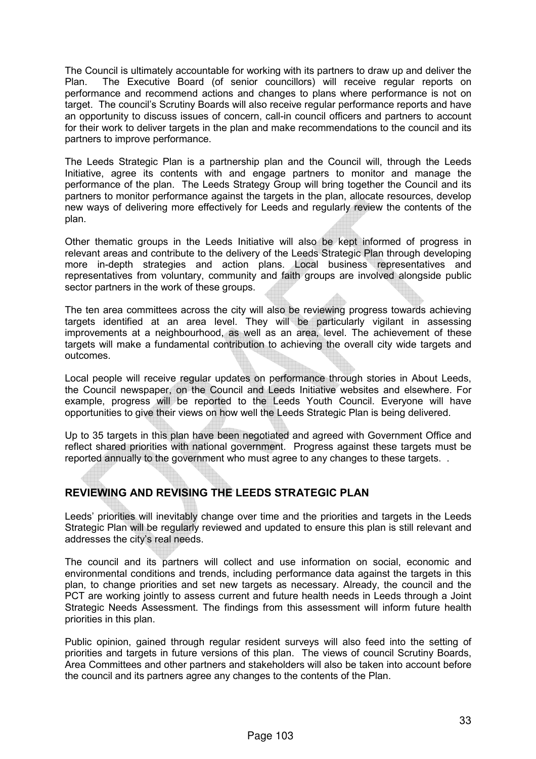The Council is ultimately accountable for working with its partners to draw up and deliver the Plan. The Executive Board (of senior councillors) will receive regular reports on performance and recommend actions and changes to plans where performance is not on target. The council's Scrutiny Boards will also receive regular performance reports and have an opportunity to discuss issues of concern, call-in council officers and partners to account for their work to deliver targets in the plan and make recommendations to the council and its partners to improve performance.

The Leeds Strategic Plan is a partnership plan and the Council will, through the Leeds Initiative, agree its contents with and engage partners to monitor and manage the performance of the plan. The Leeds Strategy Group will bring together the Council and its partners to monitor performance against the targets in the plan, allocate resources, develop new ways of delivering more effectively for Leeds and regularly review the contents of the plan.

Other thematic groups in the Leeds Initiative will also be kept informed of progress in relevant areas and contribute to the delivery of the Leeds Strategic Plan through developing more in-depth strategies and action plans. Local business representatives and representatives from voluntary, community and faith groups are involved alongside public sector partners in the work of these groups.

The ten area committees across the city will also be reviewing progress towards achieving targets identified at an area level. They will be particularly vigilant in assessing improvements at a neighbourhood, as well as an area, level. The achievement of these targets will make a fundamental contribution to achieving the overall city wide targets and outcomes.

Local people will receive regular updates on performance through stories in About Leeds, the Council newspaper, on the Council and Leeds Initiative websites and elsewhere. For example, progress will be reported to the Leeds Youth Council. Everyone will have opportunities to give their views on how well the Leeds Strategic Plan is being delivered.

Up to 35 targets in this plan have been negotiated and agreed with Government Office and reflect shared priorities with national government. Progress against these targets must be reported annually to the government who must agree to any changes to these targets. .

## REVIEWING AND REVISING THE LEEDS STRATEGIC PLAN

Leeds' priorities will inevitably change over time and the priorities and targets in the Leeds Strategic Plan will be regularly reviewed and updated to ensure this plan is still relevant and addresses the city's real needs.

The council and its partners will collect and use information on social, economic and environmental conditions and trends, including performance data against the targets in this plan, to change priorities and set new targets as necessary. Already, the council and the PCT are working jointly to assess current and future health needs in Leeds through a Joint Strategic Needs Assessment. The findings from this assessment will inform future health priorities in this plan.

Public opinion, gained through regular resident surveys will also feed into the setting of priorities and targets in future versions of this plan. The views of council Scrutiny Boards, Area Committees and other partners and stakeholders will also be taken into account before the council and its partners agree any changes to the contents of the Plan.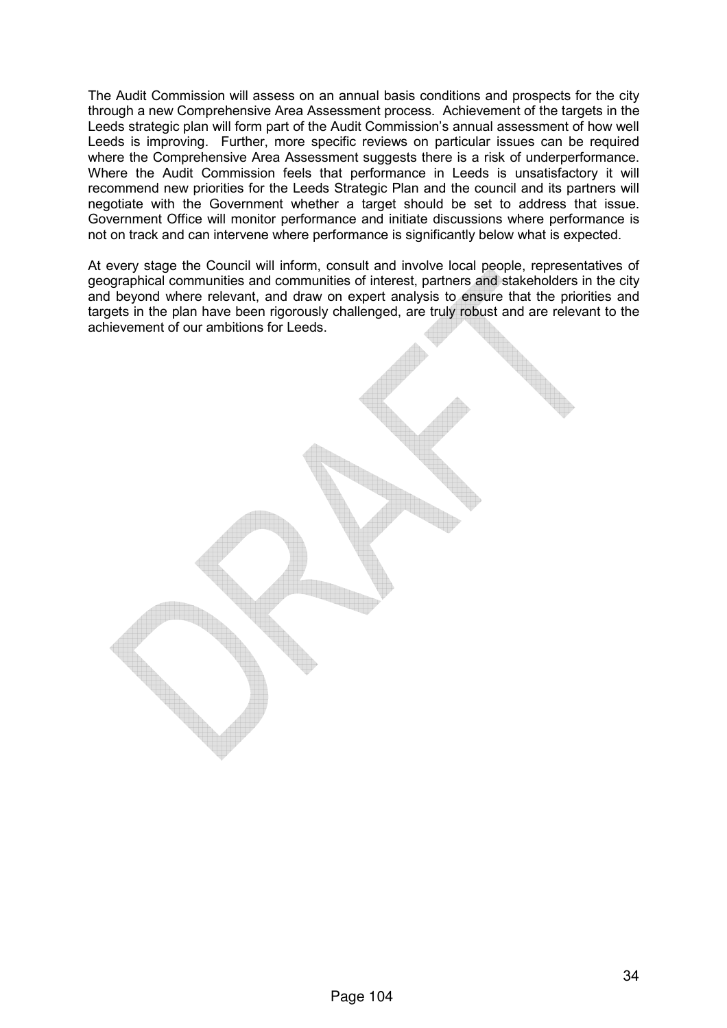The Audit Commission will assess on an annual basis conditions and prospects for the city through a new Comprehensive Area Assessment process. Achievement of the targets in the Leeds strategic plan will form part of the Audit Commission's annual assessment of how well Leeds is improving. Further, more specific reviews on particular issues can be required where the Comprehensive Area Assessment suggests there is a risk of underperformance. Where the Audit Commission feels that performance in Leeds is unsatisfactory it will recommend new priorities for the Leeds Strategic Plan and the council and its partners will negotiate with the Government whether a target should be set to address that issue. Government Office will monitor performance and initiate discussions where performance is not on track and can intervene where performance is significantly below what is expected.

At every stage the Council will inform, consult and involve local people, representatives of geographical communities and communities of interest, partners and stakeholders in the city and beyond where relevant, and draw on expert analysis to ensure that the priorities and targets in the plan have been rigorously challenged, are truly robust and are relevant to the achievement of our ambitions for Leeds.